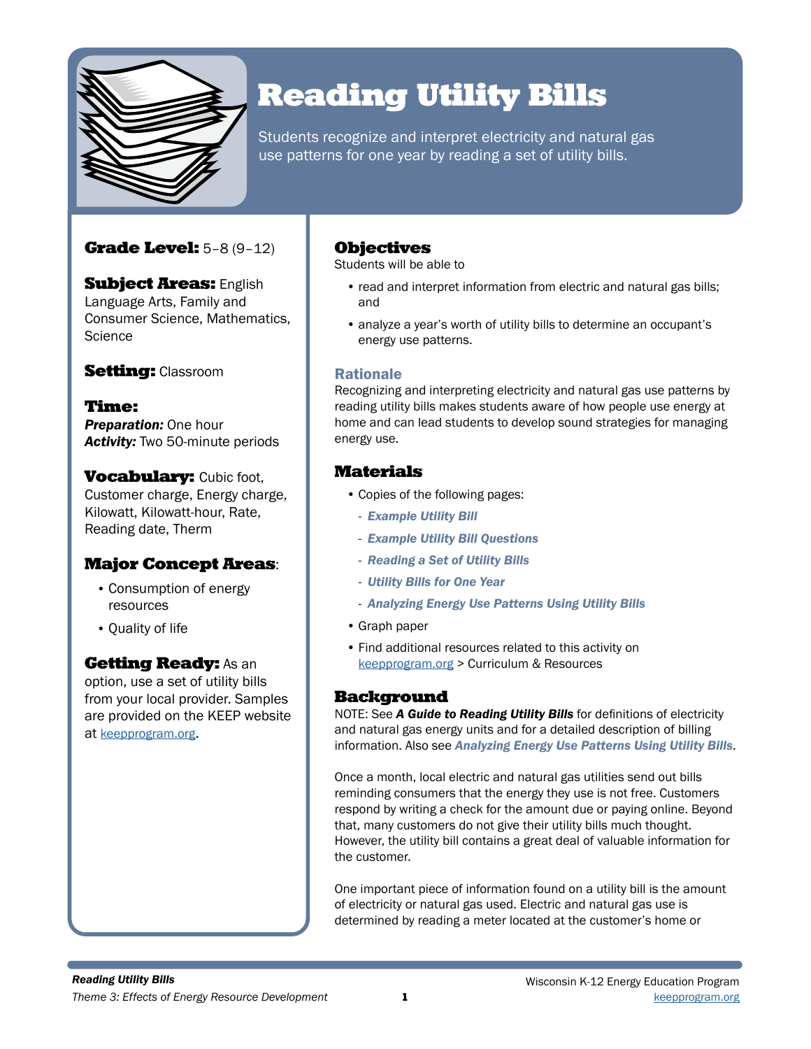# Reading Utility Bills

Students recognize and interpret electricity and natural gas use patterns for one year by reading a set of utility bills.

**Grade Level:** 5–8 (9–12)

**Subject Areas:** English Language Arts, Family and Consumer Science, Mathematics, Science

**Setting:** Classroom

**Time:**
***Preparation:*** One hour
***Activity:*** Two 50-minute periods

**Vocabulary:** Cubic foot, Customer charge, Energy charge, Kilowatt, Kilowatt-hour, Rate, Reading date, Therm

**Major Concept Areas**:

- Consumption of energy resources
- Quality of life

**Getting Ready:** As an option, use a set of utility bills from your local provider. Samples are provided on the KEEP website at keepprogram.org.

## Objectives

Students will be able to

- read and interpret information from electric and natural gas bills; and
- analyze a year's worth of utility bills to determine an occupant's energy use patterns.

### Rationale

Recognizing and interpreting electricity and natural gas use patterns by reading utility bills makes students aware of how people use energy at home and can lead students to develop sound strategies for managing energy use.

## Materials

- Copies of the following pages:
  - ***Example Utility Bill***
  - ***Example Utility Bill Questions***
  - ***Reading a Set of Utility Bills***
  - ***Utility Bills for One Year***
  - ***Analyzing Energy Use Patterns Using Utility Bills***
- Graph paper
- Find additional resources related to this activity on keepprogram.org > Curriculum & Resources

## Background

NOTE: See ***A Guide to Reading Utility Bills*** for definitions of electricity and natural gas energy units and for a detailed description of billing information. Also see ***Analyzing Energy Use Patterns Using Utility Bills***.

Once a month, local electric and natural gas utilities send out bills reminding consumers that the energy they use is not free. Customers respond by writing a check for the amount due or paying online. Beyond that, many customers do not give their utility bills much thought. However, the utility bill contains a great deal of valuable information for the customer.

One important piece of information found on a utility bill is the amount of electricity or natural gas used. Electric and natural gas use is determined by reading a meter located at the customer's home or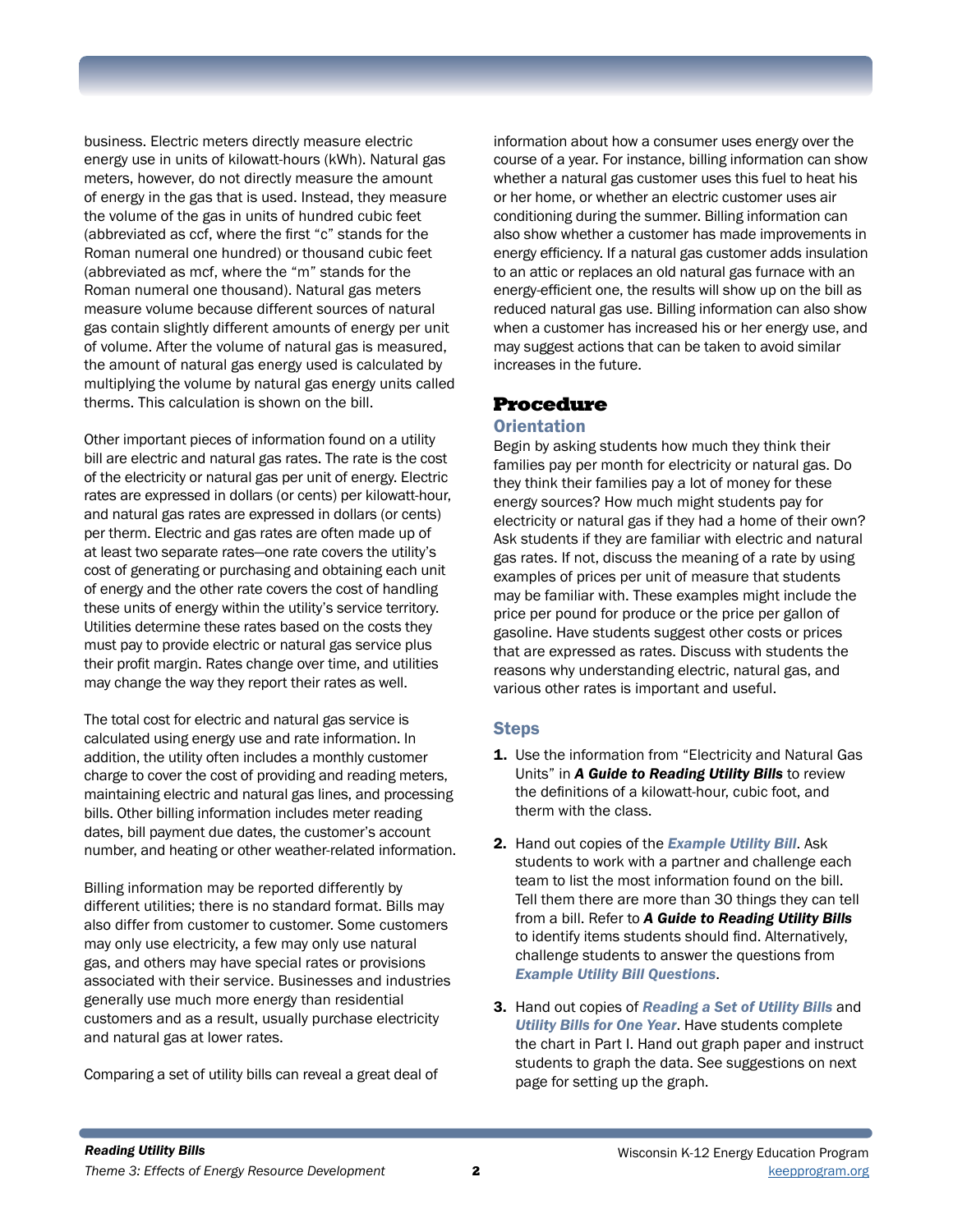business. Electric meters directly measure electric energy use in units of kilowatt-hours (kWh). Natural gas meters, however, do not directly measure the amount of energy in the gas that is used. Instead, they measure the volume of the gas in units of hundred cubic feet (abbreviated as ccf, where the first "c" stands for the Roman numeral one hundred) or thousand cubic feet (abbreviated as mcf, where the "m" stands for the Roman numeral one thousand). Natural gas meters measure volume because different sources of natural gas contain slightly different amounts of energy per unit of volume. After the volume of natural gas is measured, the amount of natural gas energy used is calculated by multiplying the volume by natural gas energy units called therms. This calculation is shown on the bill.

Other important pieces of information found on a utility bill are electric and natural gas rates. The rate is the cost of the electricity or natural gas per unit of energy. Electric rates are expressed in dollars (or cents) per kilowatt-hour, and natural gas rates are expressed in dollars (or cents) per therm. Electric and gas rates are often made up of at least two separate rates—one rate covers the utility's cost of generating or purchasing and obtaining each unit of energy and the other rate covers the cost of handling these units of energy within the utility's service territory. Utilities determine these rates based on the costs they must pay to provide electric or natural gas service plus their profit margin. Rates change over time, and utilities may change the way they report their rates as well.

The total cost for electric and natural gas service is calculated using energy use and rate information. In addition, the utility often includes a monthly customer charge to cover the cost of providing and reading meters, maintaining electric and natural gas lines, and processing bills. Other billing information includes meter reading dates, bill payment due dates, the customer's account number, and heating or other weather-related information.

Billing information may be reported differently by different utilities; there is no standard format. Bills may also differ from customer to customer. Some customers may only use electricity, a few may only use natural gas, and others may have special rates or provisions associated with their service. Businesses and industries generally use much more energy than residential customers and as a result, usually purchase electricity and natural gas at lower rates.

Comparing a set of utility bills can reveal a great deal of information about how a consumer uses energy over the course of a year. For instance, billing information can show whether a natural gas customer uses this fuel to heat his or her home, or whether an electric customer uses air conditioning during the summer. Billing information can also show whether a customer has made improvements in energy efficiency. If a natural gas customer adds insulation to an attic or replaces an old natural gas furnace with an energy-efficient one, the results will show up on the bill as reduced natural gas use. Billing information can also show when a customer has increased his or her energy use, and may suggest actions that can be taken to avoid similar increases in the future.

## Procedure

### Orientation

Begin by asking students how much they think their families pay per month for electricity or natural gas. Do they think their families pay a lot of money for these energy sources? How much might students pay for electricity or natural gas if they had a home of their own? Ask students if they are familiar with electric and natural gas rates. If not, discuss the meaning of a rate by using examples of prices per unit of measure that students may be familiar with. These examples might include the price per pound for produce or the price per gallon of gasoline. Have students suggest other costs or prices that are expressed as rates. Discuss with students the reasons why understanding electric, natural gas, and various other rates is important and useful.

### Steps

1. Use the information from "Electricity and Natural Gas Units" in ***A Guide to Reading Utility Bills*** to review the definitions of a kilowatt-hour, cubic foot, and therm with the class.
2. Hand out copies of the ***Example Utility Bill***. Ask students to work with a partner and challenge each team to list the most information found on the bill. Tell them there are more than 30 things they can tell from a bill. Refer to ***A Guide to Reading Utility Bills*** to identify items students should find. Alternatively, challenge students to answer the questions from ***Example Utility Bill Questions***.
3. Hand out copies of ***Reading a Set of Utility Bills*** and ***Utility Bills for One Year***. Have students complete the chart in Part I. Hand out graph paper and instruct students to graph the data. See suggestions on next page for setting up the graph.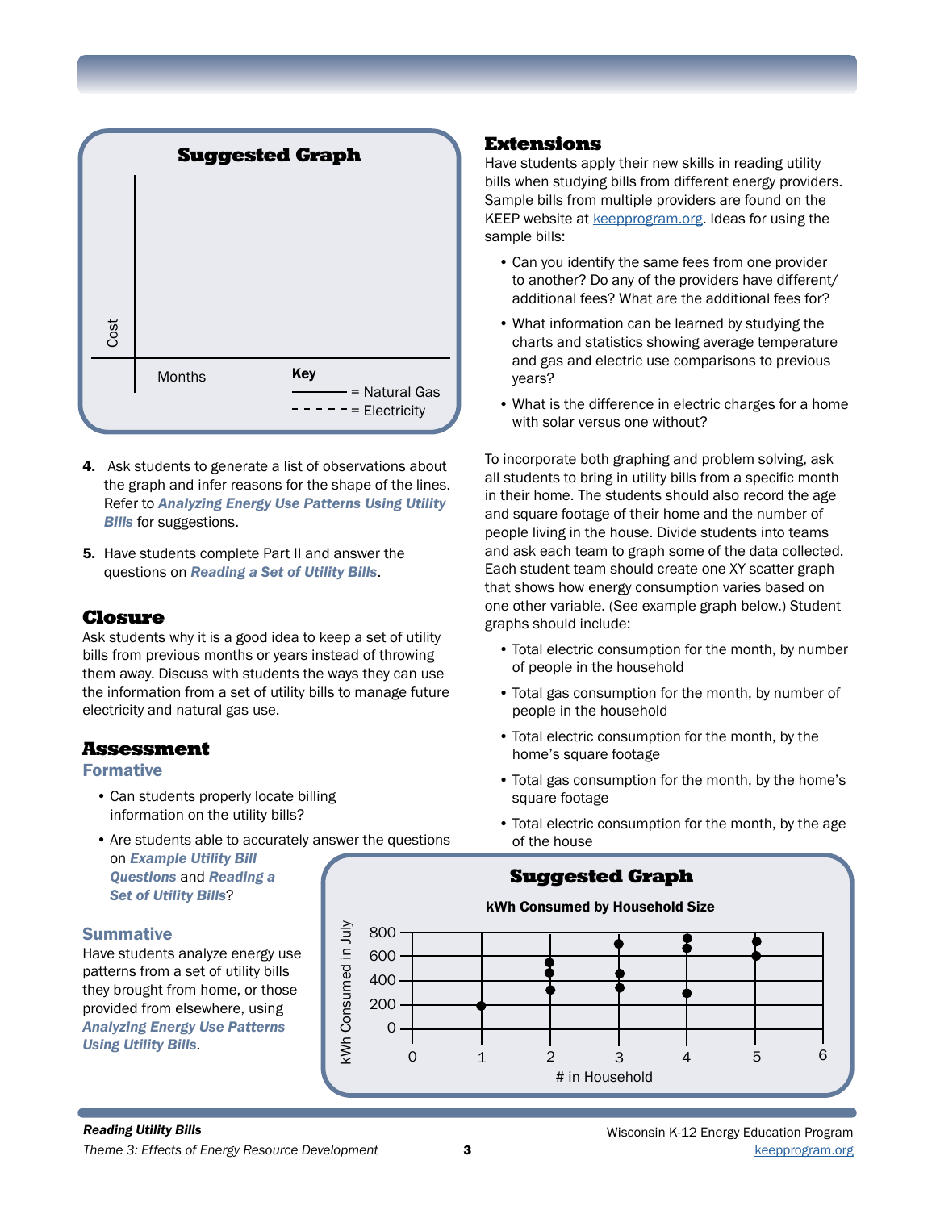### Suggested Graph

Cost

Months

**Key**
——— = Natural Gas
- - - - - = Electricity

4. Ask students to generate a list of observations about the graph and infer reasons for the shape of the lines. Refer to ***Analyzing Energy Use Patterns Using Utility Bills*** for suggestions.

5. Have students complete Part II and answer the questions on ***Reading a Set of Utility Bills***.

## Closure

Ask students why it is a good idea to keep a set of utility bills from previous months or years instead of throwing them away. Discuss with students the ways they can use the information from a set of utility bills to manage future electricity and natural gas use.

## Assessment

### Formative

- Can students properly locate billing information on the utility bills?
- Are students able to accurately answer the questions on ***Example Utility Bill Questions*** and ***Reading a Set of Utility Bills***?

### Summative

Have students analyze energy use patterns from a set of utility bills they brought from home, or those provided from elsewhere, using ***Analyzing Energy Use Patterns Using Utility Bills***.

## Extensions

Have students apply their new skills in reading utility bills when studying bills from different energy providers. Sample bills from multiple providers are found on the KEEP website at keepprogram.org. Ideas for using the sample bills:

- Can you identify the same fees from one provider to another? Do any of the providers have different/additional fees? What are the additional fees for?
- What information can be learned by studying the charts and statistics showing average temperature and gas and electric use comparisons to previous years?
- What is the difference in electric charges for a home with solar versus one without?

To incorporate both graphing and problem solving, ask all students to bring in utility bills from a specific month in their home. The students should also record the age and square footage of their home and the number of people living in the house. Divide students into teams and ask each team to graph some of the data collected. Each student team should create one XY scatter graph that shows how energy consumption varies based on one other variable. (See example graph below.) Student graphs should include:

- Total electric consumption for the month, by number of people in the household
- Total gas consumption for the month, by number of people in the household
- Total electric consumption for the month, by the home's square footage
- Total gas consumption for the month, by the home's square footage
- Total electric consumption for the month, by the age of the house

### Suggested Graph

**kWh Consumed by Household Size**

kWh Consumed in July (0, 200, 400, 600, 800)

\# in Household (0, 1, 2, 3, 4, 5, 6)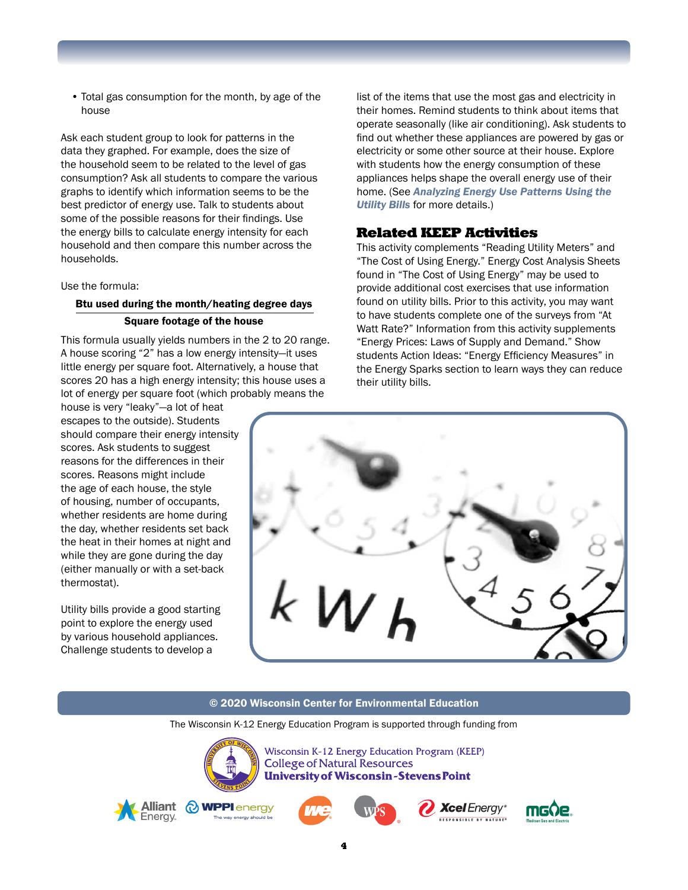- Total gas consumption for the month, by age of the house

Ask each student group to look for patterns in the data they graphed. For example, does the size of the household seem to be related to the level of gas consumption? Ask all students to compare the various graphs to identify which information seems to be the best predictor of energy use. Talk to students about some of the possible reasons for their findings. Use the energy bills to calculate energy intensity for each household and then compare this number across the households.

Use the formula:

$$\frac{\textbf{Btu used during the month/heating degree days}}{\textbf{Square footage of the house}}$$

This formula usually yields numbers in the 2 to 20 range. A house scoring "2" has a low energy intensity—it uses little energy per square foot. Alternatively, a house that scores 20 has a high energy intensity; this house uses a lot of energy per square foot (which probably means the house is very "leaky"—a lot of heat escapes to the outside). Students should compare their energy intensity scores. Ask students to suggest reasons for the differences in their scores. Reasons might include the age of each house, the style of housing, number of occupants, whether residents are home during the day, whether residents set back the heat in their homes at night and while they are gone during the day (either manually or with a set-back thermostat).

Utility bills provide a good starting point to explore the energy used by various household appliances. Challenge students to develop a list of the items that use the most gas and electricity in their homes. Remind students to think about items that operate seasonally (like air conditioning). Ask students to find out whether these appliances are powered by gas or electricity or some other source at their house. Explore with students how the energy consumption of these appliances helps shape the overall energy use of their home. (See ***Analyzing Energy Use Patterns Using the Utility Bills*** for more details.)

## Related KEEP Activities

This activity complements "Reading Utility Meters" and "The Cost of Using Energy." Energy Cost Analysis Sheets found in "The Cost of Using Energy" may be used to provide additional cost exercises that use information found on utility bills. Prior to this activity, you may want to have students complete one of the surveys from "At Watt Rate?" Information from this activity supplements "Energy Prices: Laws of Supply and Demand." Show students Action Ideas: "Energy Efficiency Measures" in the Energy Sparks section to learn ways they can reduce their utility bills.

**© 2020 Wisconsin Center for Environmental Education**

The Wisconsin K-12 Energy Education Program is supported through funding from

Wisconsin K-12 Energy Education Program (KEEP)
College of Natural Resources
**University of Wisconsin-Stevens Point**

Alliant Energy · WPPI energy · We Energies · WPS · Xcel Energy · MGE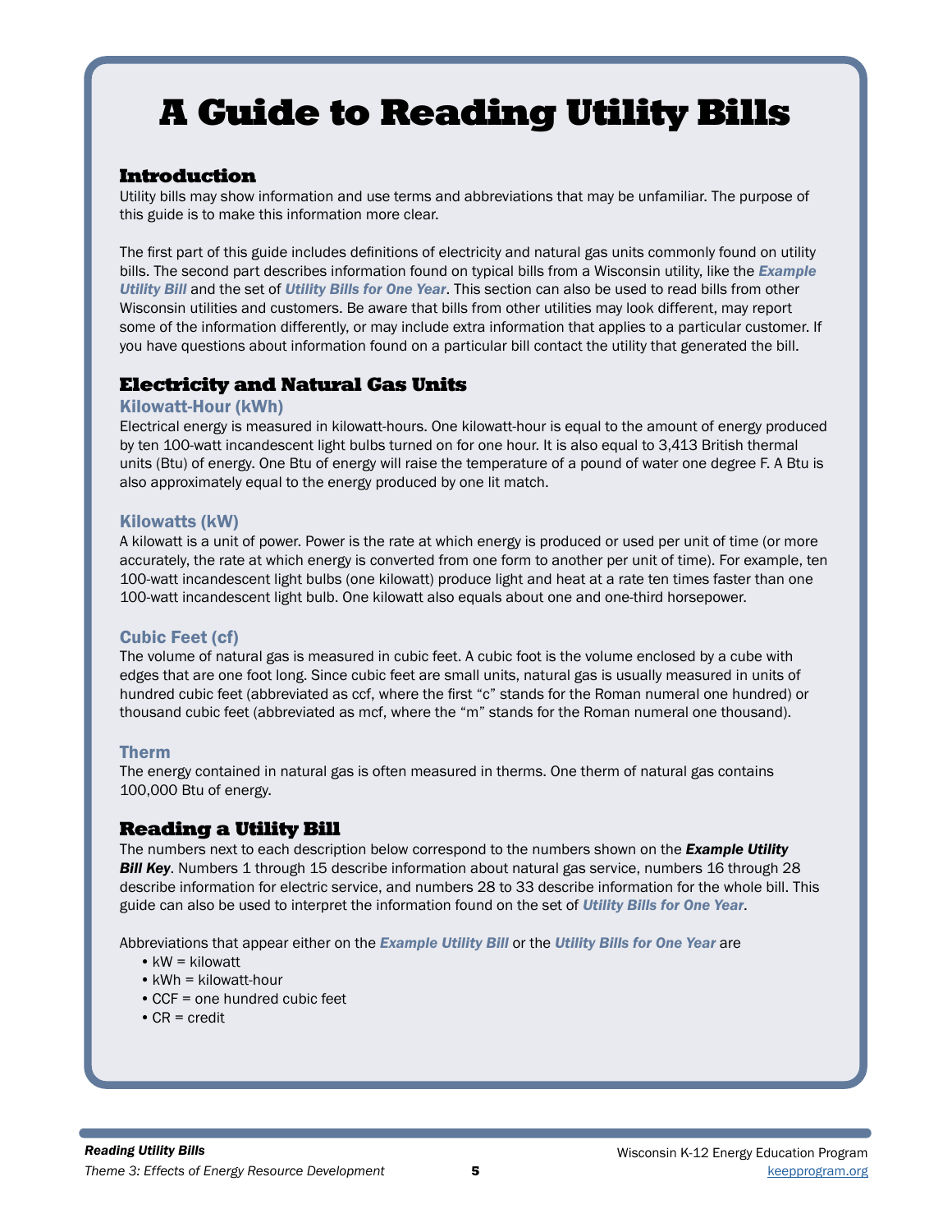# A Guide to Reading Utility Bills

## Introduction

Utility bills may show information and use terms and abbreviations that may be unfamiliar. The purpose of this guide is to make this information more clear.

The first part of this guide includes definitions of electricity and natural gas units commonly found on utility bills. The second part describes information found on typical bills from a Wisconsin utility, like the ***Example Utility Bill*** and the set of ***Utility Bills for One Year***. This section can also be used to read bills from other Wisconsin utilities and customers. Be aware that bills from other utilities may look different, may report some of the information differently, or may include extra information that applies to a particular customer. If you have questions about information found on a particular bill contact the utility that generated the bill.

## Electricity and Natural Gas Units

### Kilowatt-Hour (kWh)

Electrical energy is measured in kilowatt-hours. One kilowatt-hour is equal to the amount of energy produced by ten 100-watt incandescent light bulbs turned on for one hour. It is also equal to 3,413 British thermal units (Btu) of energy. One Btu of energy will raise the temperature of a pound of water one degree F. A Btu is also approximately equal to the energy produced by one lit match.

### Kilowatts (kW)

A kilowatt is a unit of power. Power is the rate at which energy is produced or used per unit of time (or more accurately, the rate at which energy is converted from one form to another per unit of time). For example, ten 100-watt incandescent light bulbs (one kilowatt) produce light and heat at a rate ten times faster than one 100-watt incandescent light bulb. One kilowatt also equals about one and one-third horsepower.

### Cubic Feet (cf)

The volume of natural gas is measured in cubic feet. A cubic foot is the volume enclosed by a cube with edges that are one foot long. Since cubic feet are small units, natural gas is usually measured in units of hundred cubic feet (abbreviated as ccf, where the first "c" stands for the Roman numeral one hundred) or thousand cubic feet (abbreviated as mcf, where the "m" stands for the Roman numeral one thousand).

### Therm

The energy contained in natural gas is often measured in therms. One therm of natural gas contains 100,000 Btu of energy.

## Reading a Utility Bill

The numbers next to each description below correspond to the numbers shown on the ***Example Utility Bill Key***. Numbers 1 through 15 describe information about natural gas service, numbers 16 through 28 describe information for electric service, and numbers 28 to 33 describe information for the whole bill. This guide can also be used to interpret the information found on the set of ***Utility Bills for One Year***.

Abbreviations that appear either on the ***Example Utility Bill*** or the ***Utility Bills for One Year*** are

- kW = kilowatt
- kWh = kilowatt-hour
- CCF = one hundred cubic feet
- CR = credit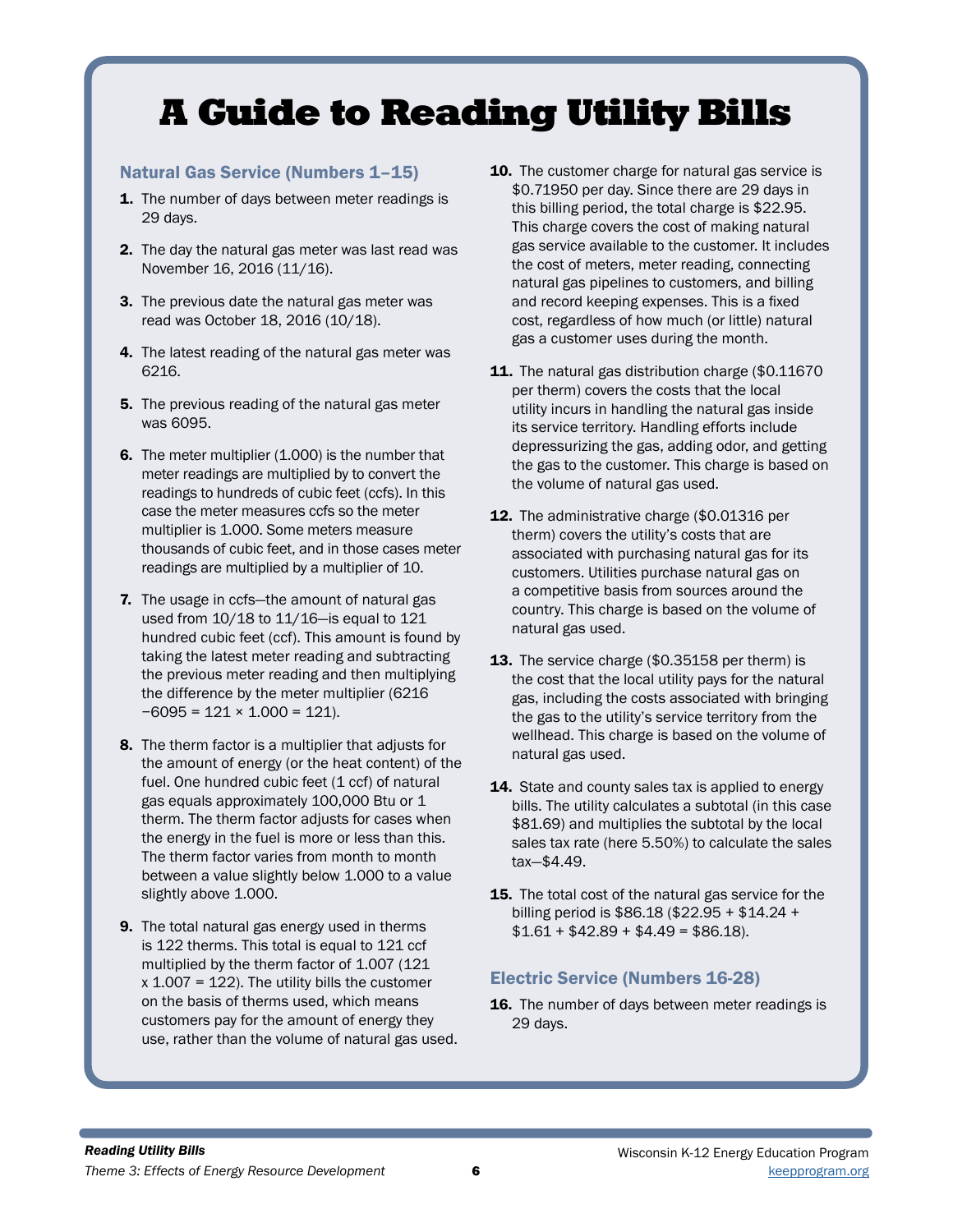# A Guide to Reading Utility Bills

## Natural Gas Service (Numbers 1–15)

1. The number of days between meter readings is 29 days.

2. The day the natural gas meter was last read was November 16, 2016 (11/16).

3. The previous date the natural gas meter was read was October 18, 2016 (10/18).

4. The latest reading of the natural gas meter was 6216.

5. The previous reading of the natural gas meter was 6095.

6. The meter multiplier (1.000) is the number that meter readings are multiplied by to convert the readings to hundreds of cubic feet (ccfs). In this case the meter measures ccfs so the meter multiplier is 1.000. Some meters measure thousands of cubic feet, and in those cases meter readings are multiplied by a multiplier of 10.

7. The usage in ccfs—the amount of natural gas used from 10/18 to 11/16—is equal to 121 hundred cubic feet (ccf). This amount is found by taking the latest meter reading and subtracting the previous meter reading and then multiplying the difference by the meter multiplier (6216 −6095 = 121 × 1.000 = 121).

8. The therm factor is a multiplier that adjusts for the amount of energy (or the heat content) of the fuel. One hundred cubic feet (1 ccf) of natural gas equals approximately 100,000 Btu or 1 therm. The therm factor adjusts for cases when the energy in the fuel is more or less than this. The therm factor varies from month to month between a value slightly below 1.000 to a value slightly above 1.000.

9. The total natural gas energy used in therms is 122 therms. This total is equal to 121 ccf multiplied by the therm factor of 1.007 (121 x 1.007 = 122). The utility bills the customer on the basis of therms used, which means customers pay for the amount of energy they use, rather than the volume of natural gas used.

10. The customer charge for natural gas service is $0.71950 per day. Since there are 29 days in this billing period, the total charge is $22.95. This charge covers the cost of making natural gas service available to the customer. It includes the cost of meters, meter reading, connecting natural gas pipelines to customers, and billing and record keeping expenses. This is a fixed cost, regardless of how much (or little) natural gas a customer uses during the month.

11. The natural gas distribution charge ($0.11670 per therm) covers the costs that the local utility incurs in handling the natural gas inside its service territory. Handling efforts include depressurizing the gas, adding odor, and getting the gas to the customer. This charge is based on the volume of natural gas used.

12. The administrative charge ($0.01316 per therm) covers the utility's costs that are associated with purchasing natural gas for its customers. Utilities purchase natural gas on a competitive basis from sources around the country. This charge is based on the volume of natural gas used.

13. The service charge ($0.35158 per therm) is the cost that the local utility pays for the natural gas, including the costs associated with bringing the gas to the utility's service territory from the wellhead. This charge is based on the volume of natural gas used.

14. State and county sales tax is applied to energy bills. The utility calculates a subtotal (in this case $81.69) and multiplies the subtotal by the local sales tax rate (here 5.50%) to calculate the sales tax—$4.49.

15. The total cost of the natural gas service for the billing period is $86.18 ($22.95 + $14.24 + $1.61 + $42.89 + $4.49 = $86.18).

## Electric Service (Numbers 16-28)

16. The number of days between meter readings is 29 days.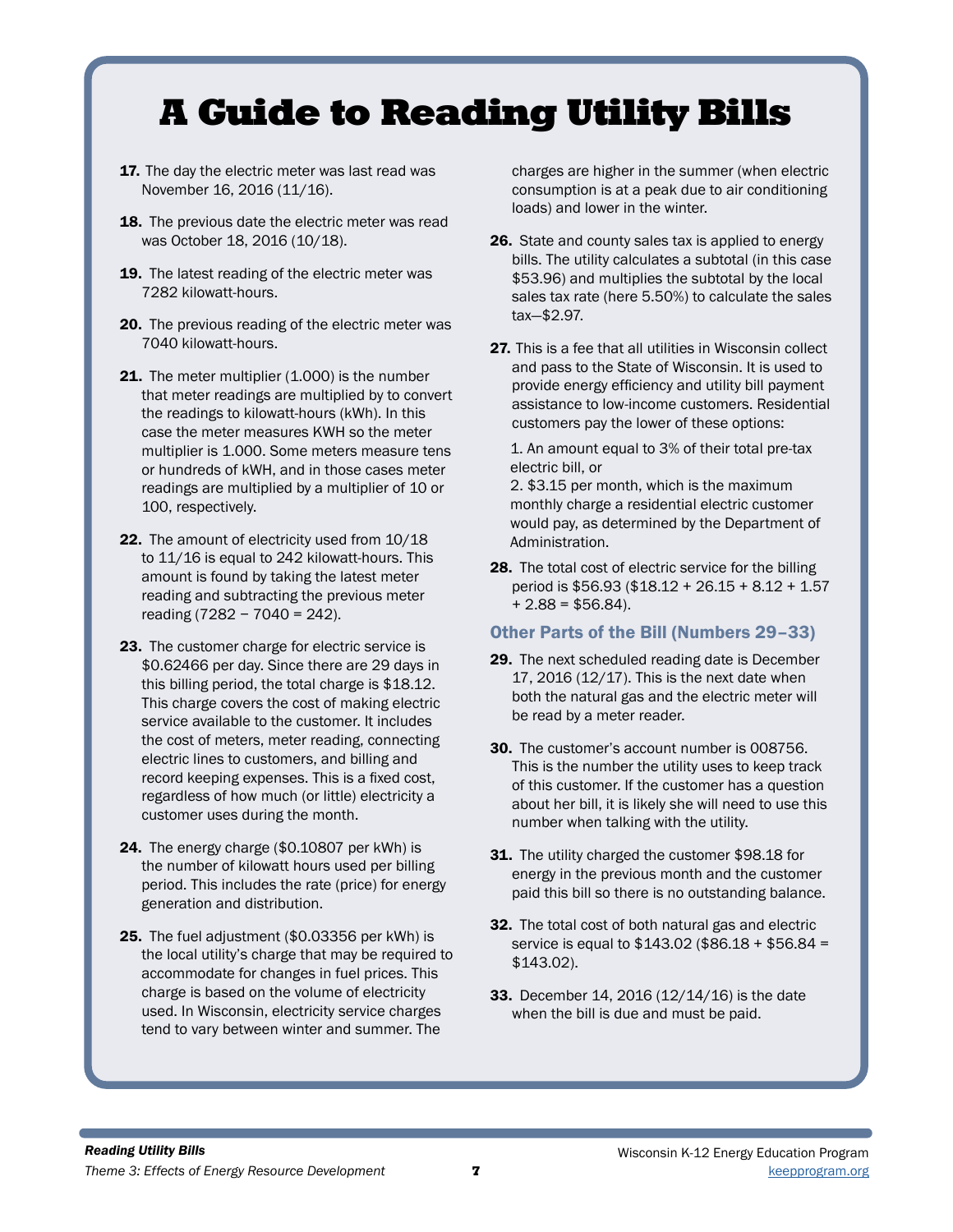# A Guide to Reading Utility Bills

**17.** The day the electric meter was last read was November 16, 2016 (11/16).

**18.** The previous date the electric meter was read was October 18, 2016 (10/18).

**19.** The latest reading of the electric meter was 7282 kilowatt-hours.

**20.** The previous reading of the electric meter was 7040 kilowatt-hours.

**21.** The meter multiplier (1.000) is the number that meter readings are multiplied by to convert the readings to kilowatt-hours (kWh). In this case the meter measures KWH so the meter multiplier is 1.000. Some meters measure tens or hundreds of kWH, and in those cases meter readings are multiplied by a multiplier of 10 or 100, respectively.

**22.** The amount of electricity used from 10/18 to 11/16 is equal to 242 kilowatt-hours. This amount is found by taking the latest meter reading and subtracting the previous meter reading (7282 − 7040 = 242).

**23.** The customer charge for electric service is $0.62466 per day. Since there are 29 days in this billing period, the total charge is $18.12. This charge covers the cost of making electric service available to the customer. It includes the cost of meters, meter reading, connecting electric lines to customers, and billing and record keeping expenses. This is a fixed cost, regardless of how much (or little) electricity a customer uses during the month.

**24.** The energy charge ($0.10807 per kWh) is the number of kilowatt hours used per billing period. This includes the rate (price) for energy generation and distribution.

**25.** The fuel adjustment ($0.03356 per kWh) is the local utility's charge that may be required to accommodate for changes in fuel prices. This charge is based on the volume of electricity used. In Wisconsin, electricity service charges tend to vary between winter and summer. The charges are higher in the summer (when electric consumption is at a peak due to air conditioning loads) and lower in the winter.

**26.** State and county sales tax is applied to energy bills. The utility calculates a subtotal (in this case $53.96) and multiplies the subtotal by the local sales tax rate (here 5.50%) to calculate the sales tax—$2.97.

**27.** This is a fee that all utilities in Wisconsin collect and pass to the State of Wisconsin. It is used to provide energy efficiency and utility bill payment assistance to low-income customers. Residential customers pay the lower of these options:

1. An amount equal to 3% of their total pre-tax electric bill, or
2. $3.15 per month, which is the maximum monthly charge a residential electric customer would pay, as determined by the Department of Administration.

**28.** The total cost of electric service for the billing period is $56.93 ($18.12 + 26.15 + 8.12 + 1.57 + 2.88 = $56.84).

## Other Parts of the Bill (Numbers 29–33)

**29.** The next scheduled reading date is December 17, 2016 (12/17). This is the next date when both the natural gas and the electric meter will be read by a meter reader.

**30.** The customer's account number is 008756. This is the number the utility uses to keep track of this customer. If the customer has a question about her bill, it is likely she will need to use this number when talking with the utility.

**31.** The utility charged the customer $98.18 for energy in the previous month and the customer paid this bill so there is no outstanding balance.

**32.** The total cost of both natural gas and electric service is equal to $143.02 ($86.18 + $56.84 = $143.02).

**33.** December 14, 2016 (12/14/16) is the date when the bill is due and must be paid.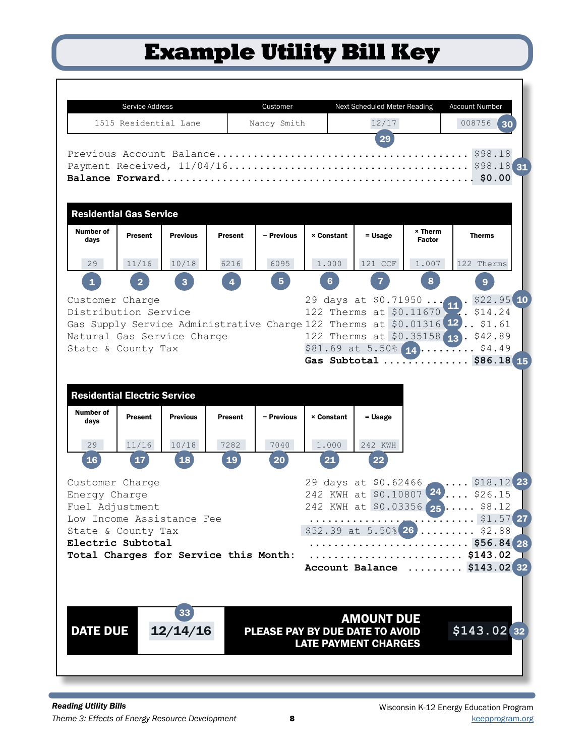# Example Utility Bill Key

| Service Address | Customer | Next Scheduled Meter Reading | Account Number |
|---|---|---|---|
| 1515 Residential Lane | Nancy Smith | 12/17 (29) | 008756 (30) |

Previous Account Balance.......................................... $98.18
Payment Received, 11/04/16........................................ $98.18 (31)
**Balance Forward**.................................................. **$0.00**

## Residential Gas Service

| Number of days | Present | Previous | Present | − Previous | × Constant | = Usage | × Therm Factor | Therms |
|---|---|---|---|---|---|---|---|---|
| 29 | 11/16 | 10/18 | 6216 | 6095 | 1.000 | 121 CCF | 1.007 | 122 Therms |
| (1) | (2) | (3) | (4) | (5) | (6) | (7) | (8) | (9) |

| Item | Calculation | Amount |
|---|---|---|
| Customer Charge | 29 days at $0.71950 | $22.95 (10) |
| Distribution Service | 122 Therms at $0.11670 (11) | $14.24 |
| Gas Supply Service Administrative Charge | 122 Therms at $0.01316 (12) | $1.61 |
| Natural Gas Service Charge | 122 Therms at $0.35158 (13) | $42.89 |
| State & County Tax | $81.69 at 5.50% (14) | $4.49 |
| | **Gas Subtotal** | **$86.18** (15) |

## Residential Electric Service

| Number of days | Present | Previous | Present | − Previous | × Constant | = Usage |
|---|---|---|---|---|---|---|
| 29 | 11/16 | 10/18 | 7282 | 7040 | 1.000 | 242 KWH |
| (16) | (17) | (18) | (19) | (20) | (21) | (22) |

| Item | Calculation | Amount |
|---|---|---|
| Customer Charge | 29 days at $0.62466 | $18.12 (23) |
| Energy Charge | 242 KWH at $0.10807 (24) | $26.15 |
| Fuel Adjustment | 242 KWH at $0.03356 (25) | $8.12 |
| Low Income Assistance Fee | | $1.57 (27) |
| State & County Tax | $52.39 at 5.50% (26) | $2.88 |
| **Electric Subtotal** | | **$56.84** (28) |
| **Total Charges for Service this Month:** | | **$143.02** |
| | **Account Balance** | **$143.02** (32) |

| DATE DUE | 12/14/16 (33) | AMOUNT DUE PLEASE PAY BY DUE DATE TO AVOID LATE PAYMENT CHARGES | $143.02 (32) |
|---|---|---|---|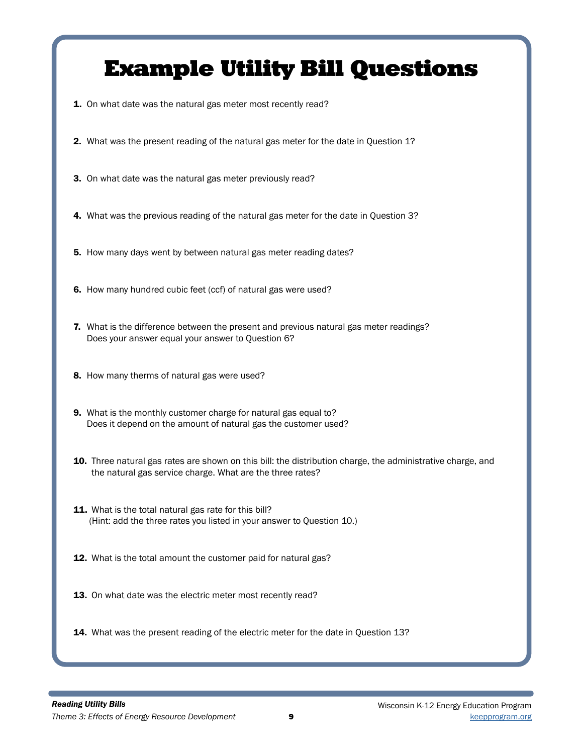# Example Utility Bill Questions

1. On what date was the natural gas meter most recently read?

2. What was the present reading of the natural gas meter for the date in Question 1?

3. On what date was the natural gas meter previously read?

4. What was the previous reading of the natural gas meter for the date in Question 3?

5. How many days went by between natural gas meter reading dates?

6. How many hundred cubic feet (ccf) of natural gas were used?

7. What is the difference between the present and previous natural gas meter readings? Does your answer equal your answer to Question 6?

8. How many therms of natural gas were used?

9. What is the monthly customer charge for natural gas equal to? Does it depend on the amount of natural gas the customer used?

10. Three natural gas rates are shown on this bill: the distribution charge, the administrative charge, and the natural gas service charge. What are the three rates?

11. What is the total natural gas rate for this bill? (Hint: add the three rates you listed in your answer to Question 10.)

12. What is the total amount the customer paid for natural gas?

13. On what date was the electric meter most recently read?

14. What was the present reading of the electric meter for the date in Question 13?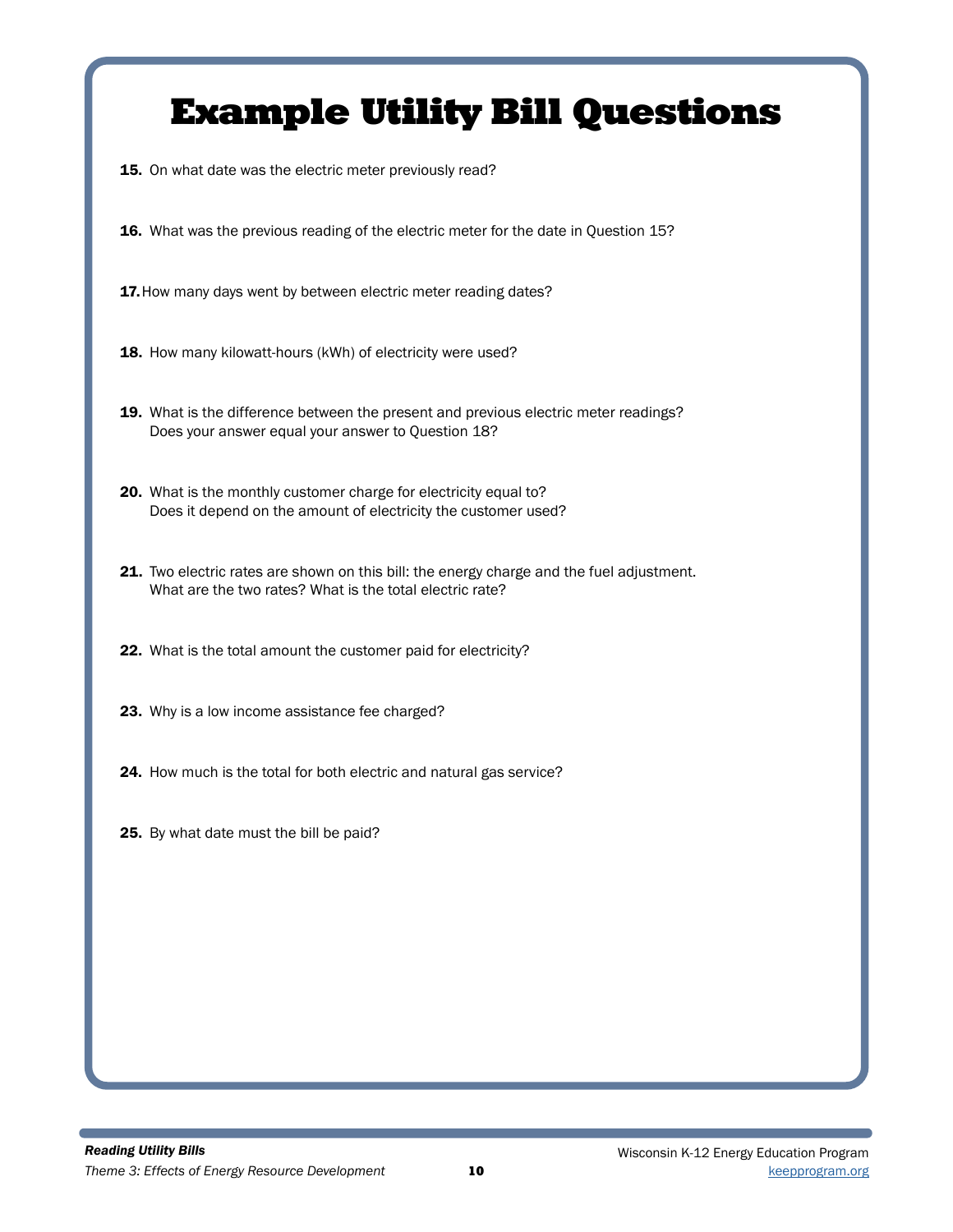# Example Utility Bill Questions

**15.** On what date was the electric meter previously read?

**16.** What was the previous reading of the electric meter for the date in Question 15?

**17.** How many days went by between electric meter reading dates?

**18.** How many kilowatt-hours (kWh) of electricity were used?

**19.** What is the difference between the present and previous electric meter readings? Does your answer equal your answer to Question 18?

**20.** What is the monthly customer charge for electricity equal to? Does it depend on the amount of electricity the customer used?

**21.** Two electric rates are shown on this bill: the energy charge and the fuel adjustment. What are the two rates? What is the total electric rate?

**22.** What is the total amount the customer paid for electricity?

**23.** Why is a low income assistance fee charged?

**24.** How much is the total for both electric and natural gas service?

**25.** By what date must the bill be paid?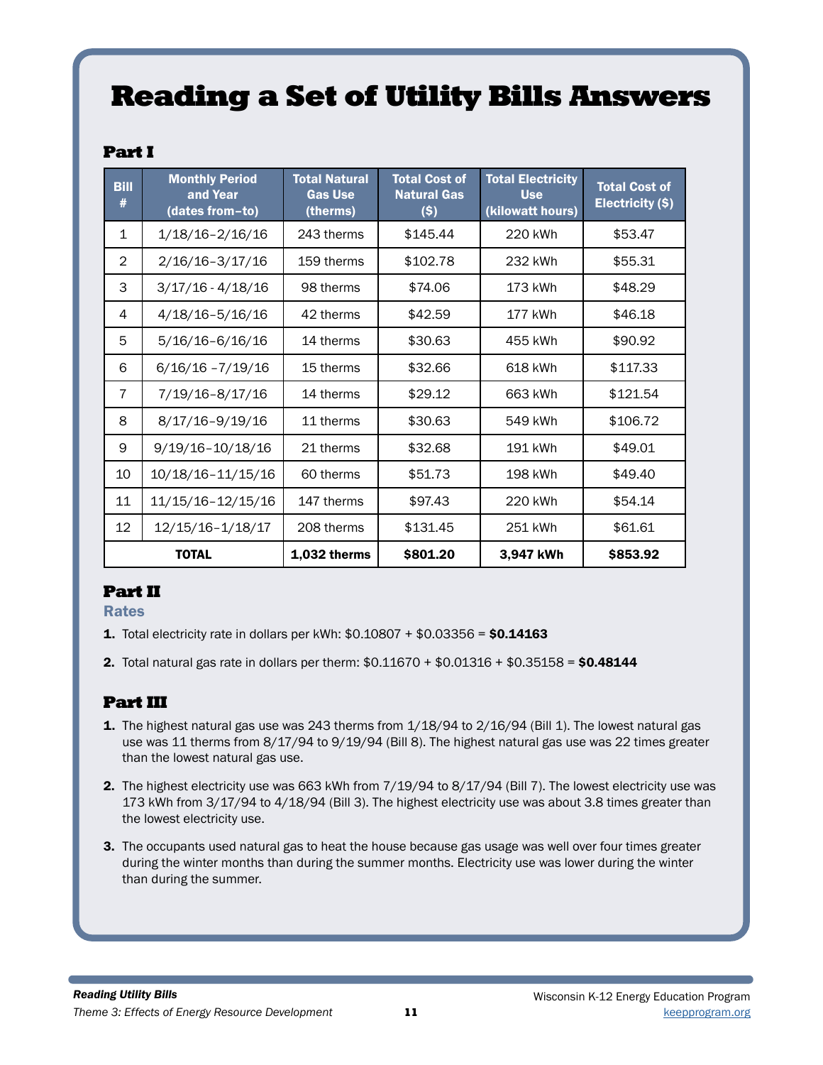# Reading a Set of Utility Bills Answers

## Part I

| Bill # | Monthly Period and Year (dates from–to) | Total Natural Gas Use (therms) | Total Cost of Natural Gas ($) | Total Electricity Use (kilowatt hours) | Total Cost of Electricity ($) |
|---|---|---|---|---|---|
| 1 | 1/18/16–2/16/16 | 243 therms | $145.44 | 220 kWh | $53.47 |
| 2 | 2/16/16–3/17/16 | 159 therms | $102.78 | 232 kWh | $55.31 |
| 3 | 3/17/16 - 4/18/16 | 98 therms | $74.06 | 173 kWh | $48.29 |
| 4 | 4/18/16–5/16/16 | 42 therms | $42.59 | 177 kWh | $46.18 |
| 5 | 5/16/16–6/16/16 | 14 therms | $30.63 | 455 kWh | $90.92 |
| 6 | 6/16/16 –7/19/16 | 15 therms | $32.66 | 618 kWh | $117.33 |
| 7 | 7/19/16–8/17/16 | 14 therms | $29.12 | 663 kWh | $121.54 |
| 8 | 8/17/16–9/19/16 | 11 therms | $30.63 | 549 kWh | $106.72 |
| 9 | 9/19/16–10/18/16 | 21 therms | $32.68 | 191 kWh | $49.01 |
| 10 | 10/18/16–11/15/16 | 60 therms | $51.73 | 198 kWh | $49.40 |
| 11 | 11/15/16–12/15/16 | 147 therms | $97.43 | 220 kWh | $54.14 |
| 12 | 12/15/16–1/18/17 | 208 therms | $131.45 | 251 kWh | $61.61 |
| **TOTAL** | | **1,032 therms** | **$801.20** | **3,947 kWh** | **$853.92** |

## Part II

### Rates

1. Total electricity rate in dollars per kWh: $0.10807 + $0.03356 = **$0.14163**
2. Total natural gas rate in dollars per therm: $0.11670 + $0.01316 + $0.35158 = **$0.48144**

## Part III

1. The highest natural gas use was 243 therms from 1/18/94 to 2/16/94 (Bill 1). The lowest natural gas use was 11 therms from 8/17/94 to 9/19/94 (Bill 8). The highest natural gas use was 22 times greater than the lowest natural gas use.
2. The highest electricity use was 663 kWh from 7/19/94 to 8/17/94 (Bill 7). The lowest electricity use was 173 kWh from 3/17/94 to 4/18/94 (Bill 3). The highest electricity use was about 3.8 times greater than the lowest electricity use.
3. The occupants used natural gas to heat the house because gas usage was well over four times greater during the winter months than during the summer months. Electricity use was lower during the winter than during the summer.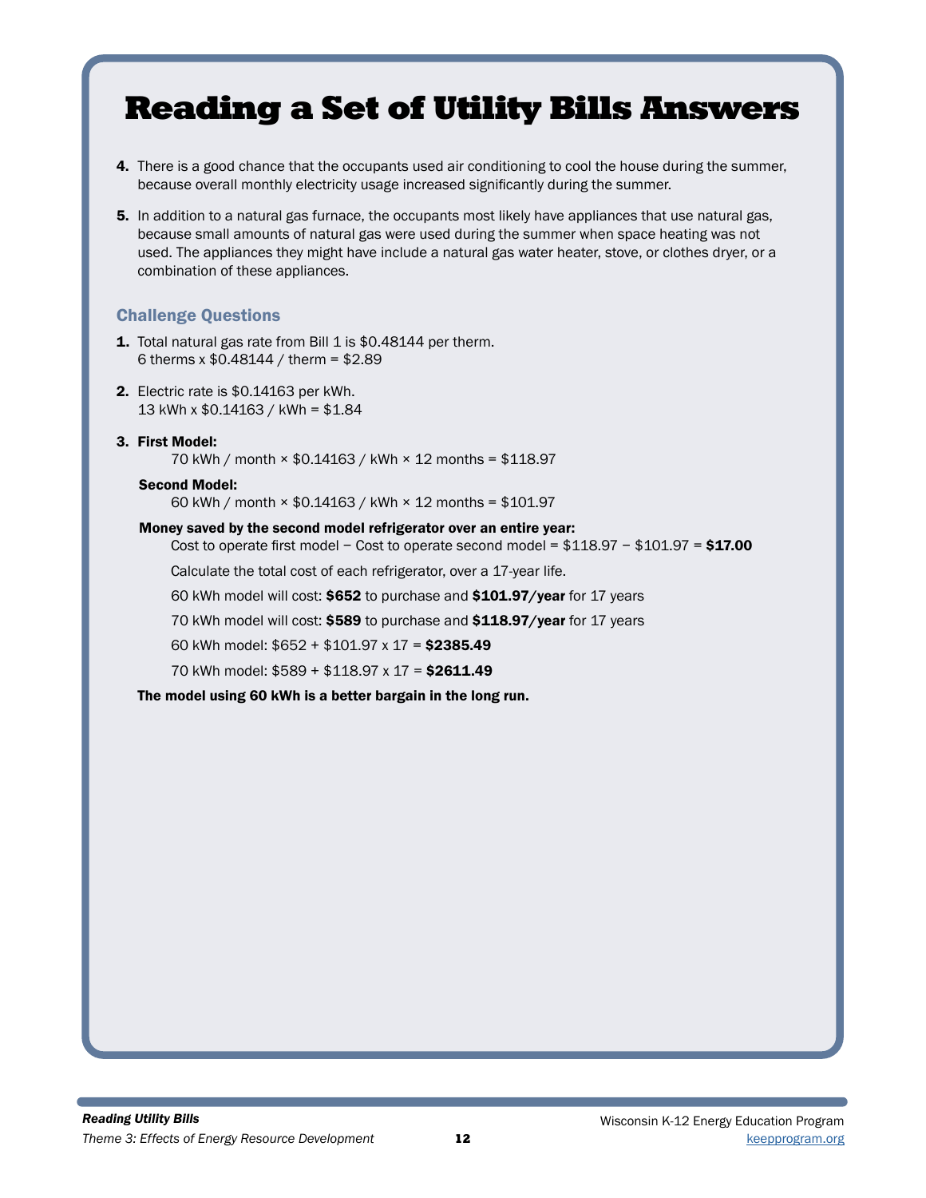# Reading a Set of Utility Bills Answers

4. There is a good chance that the occupants used air conditioning to cool the house during the summer, because overall monthly electricity usage increased significantly during the summer.

5. In addition to a natural gas furnace, the occupants most likely have appliances that use natural gas, because small amounts of natural gas were used during the summer when space heating was not used. The appliances they might have include a natural gas water heater, stove, or clothes dryer, or a combination of these appliances.

### Challenge Questions

1. Total natural gas rate from Bill 1 is $0.48144 per therm.
   6 therms x $0.48144 / therm = $2.89

2. Electric rate is $0.14163 per kWh.
   13 kWh x $0.14163 / kWh = $1.84

3. **First Model:**
   70 kWh / month × $0.14163 / kWh × 12 months = $118.97

   **Second Model:**
   60 kWh / month × $0.14163 / kWh × 12 months = $101.97

   **Money saved by the second model refrigerator over an entire year:**
   Cost to operate first model − Cost to operate second model = $118.97 − $101.97 = **$17.00**

   Calculate the total cost of each refrigerator, over a 17-year life.

   60 kWh model will cost: **$652** to purchase and **$101.97/year** for 17 years

   70 kWh model will cost: **$589** to purchase and **$118.97/year** for 17 years

   60 kWh model: $652 + $101.97 x 17 = **$2385.49**

   70 kWh model: $589 + $118.97 x 17 = **$2611.49**

   **The model using 60 kWh is a better bargain in the long run.**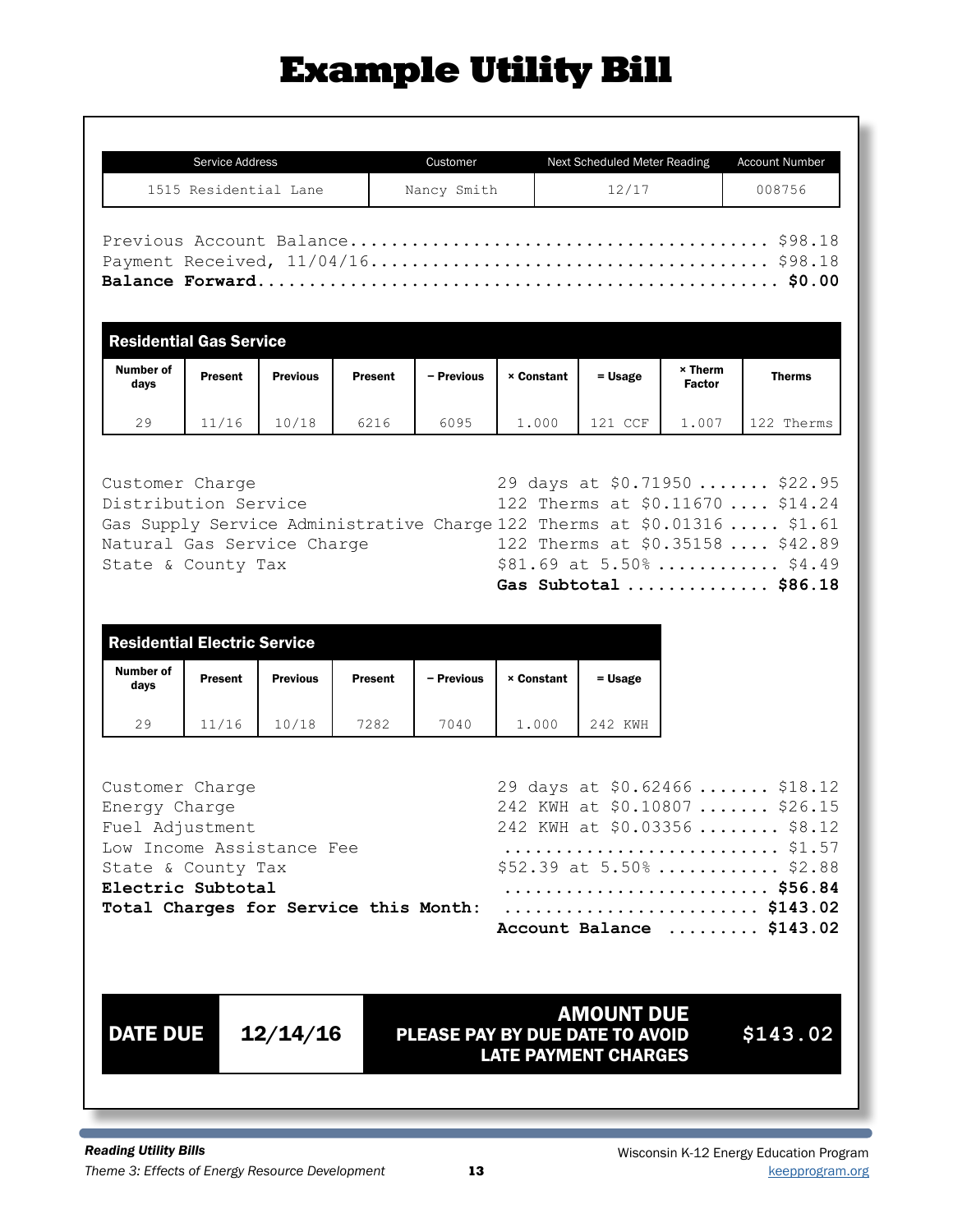# Example Utility Bill

| Service Address | Customer | Next Scheduled Meter Reading | Account Number |
|---|---|---|---|
| 1515 Residential Lane | Nancy Smith | 12/17 | 008756 |

Previous Account Balance........................................ $98.18
Payment Received, 11/04/16..................................... $98.18
**Balance Forward.............................................. $0.00**

## Residential Gas Service

| Number of days | Present | Previous | Present | − Previous | × Constant | = Usage | × Therm Factor | Therms |
|---|---|---|---|---|---|---|---|---|
| 29 | 11/16 | 10/18 | 6216 | 6095 | 1.000 | 121 CCF | 1.007 | 122 Therms |

| | |
|---|---|
| Customer Charge | 29 days at $0.71950 ....... $22.95 |
| Distribution Service | 122 Therms at $0.11670 .... $14.24 |
| Gas Supply Service Administrative Charge | 122 Therms at $0.01316 ..... $1.61 |
| Natural Gas Service Charge | 122 Therms at $0.35158 .... $42.89 |
| State & County Tax | $81.69 at 5.50% ............ $4.49 |
| | **Gas Subtotal .............. $86.18** |

## Residential Electric Service

| Number of days | Present | Previous | Present | − Previous | × Constant | = Usage |
|---|---|---|---|---|---|---|
| 29 | 11/16 | 10/18 | 7282 | 7040 | 1.000 | 242 KWH |

| | |
|---|---|
| Customer Charge | 29 days at $0.62466 ....... $18.12 |
| Energy Charge | 242 KWH at $0.10807 ....... $26.15 |
| Fuel Adjustment | 242 KWH at $0.03356 ........ $8.12 |
| Low Income Assistance Fee | .......................... $1.57 |
| State & County Tax | $52.39 at 5.50% ............ $2.88 |
| **Electric Subtotal** | **.......................... $56.84** |
| **Total Charges for Service this Month:** | **......................... $143.02** |
| | **Account Balance ......... $143.02** |

| DATE DUE | 12/14/16 | AMOUNT DUE PLEASE PAY BY DUE DATE TO AVOID LATE PAYMENT CHARGES | $143.02 |
|---|---|---|---|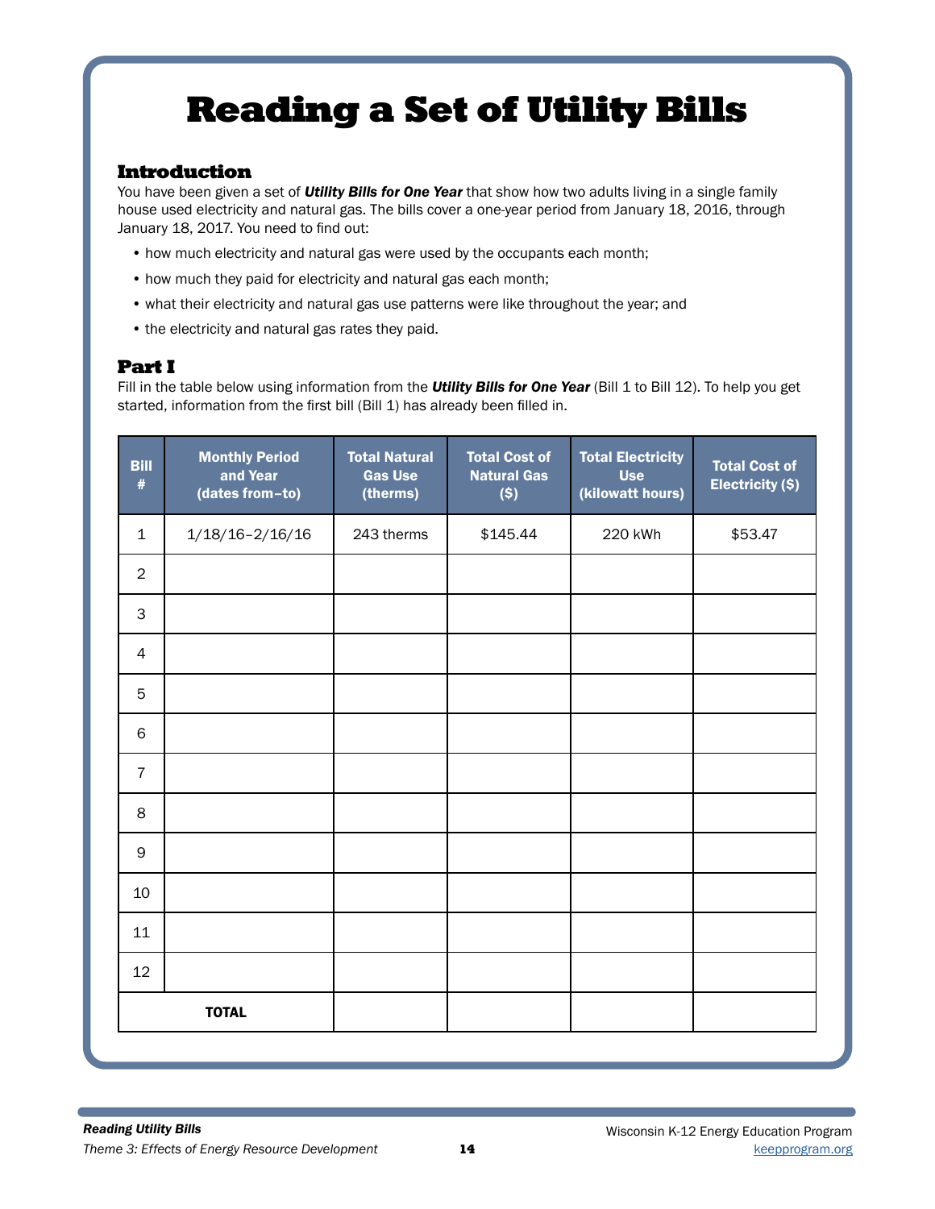# Reading a Set of Utility Bills

## Introduction

You have been given a set of ***Utility Bills for One Year*** that show how two adults living in a single family house used electricity and natural gas. The bills cover a one-year period from January 18, 2016, through January 18, 2017. You need to find out:

- how much electricity and natural gas were used by the occupants each month;
- how much they paid for electricity and natural gas each month;
- what their electricity and natural gas use patterns were like throughout the year; and
- the electricity and natural gas rates they paid.

## Part I

Fill in the table below using information from the ***Utility Bills for One Year*** (Bill 1 to Bill 12). To help you get started, information from the first bill (Bill 1) has already been filled in.

| Bill # | Monthly Period and Year (dates from–to) | Total Natural Gas Use (therms) | Total Cost of Natural Gas ($) | Total Electricity Use (kilowatt hours) | Total Cost of Electricity ($) |
|---|---|---|---|---|---|
| 1 | 1/18/16–2/16/16 | 243 therms | $145.44 | 220 kWh | $53.47 |
| 2 | | | | | |
| 3 | | | | | |
| 4 | | | | | |
| 5 | | | | | |
| 6 | | | | | |
| 7 | | | | | |
| 8 | | | | | |
| 9 | | | | | |
| 10 | | | | | |
| 11 | | | | | |
| 12 | | | | | |
| **TOTAL** | | | | | |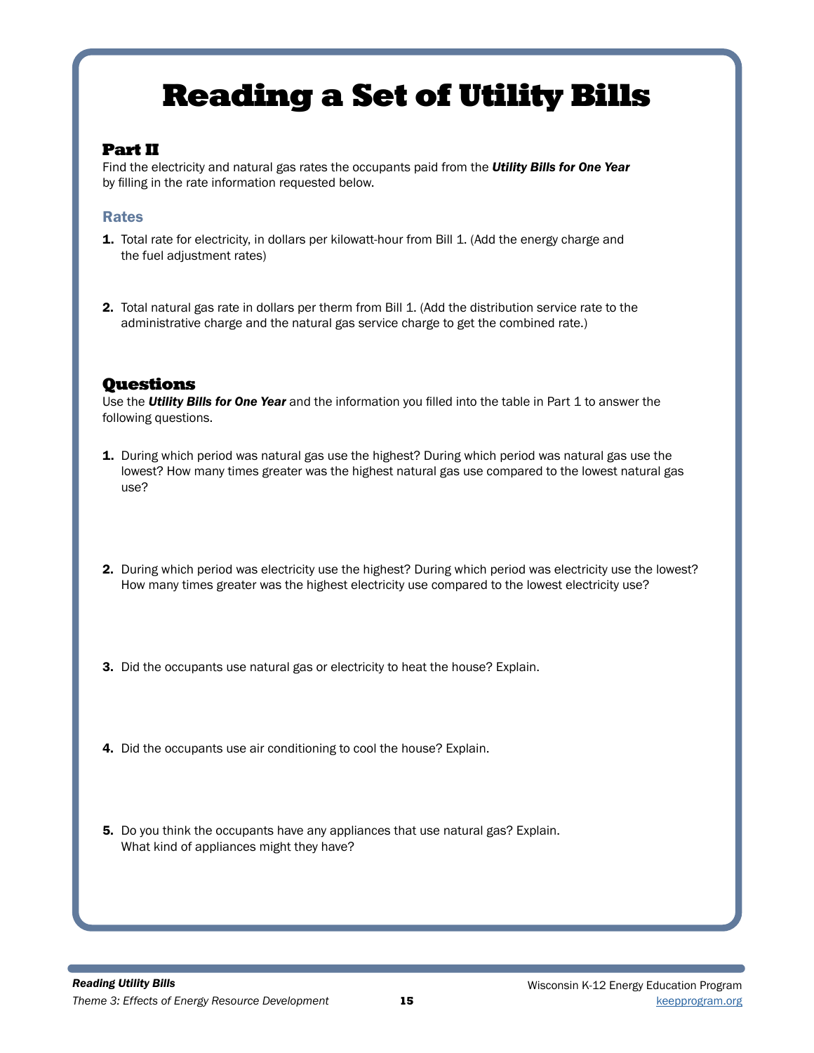# Reading a Set of Utility Bills

## Part II

Find the electricity and natural gas rates the occupants paid from the ***Utility Bills for One Year*** by filling in the rate information requested below.

### Rates

1. Total rate for electricity, in dollars per kilowatt-hour from Bill 1. (Add the energy charge and the fuel adjustment rates)

2. Total natural gas rate in dollars per therm from Bill 1. (Add the distribution service rate to the administrative charge and the natural gas service charge to get the combined rate.)

## Questions

Use the ***Utility Bills for One Year*** and the information you filled into the table in Part 1 to answer the following questions.

1. During which period was natural gas use the highest? During which period was natural gas use the lowest? How many times greater was the highest natural gas use compared to the lowest natural gas use?

2. During which period was electricity use the highest? During which period was electricity use the lowest? How many times greater was the highest electricity use compared to the lowest electricity use?

3. Did the occupants use natural gas or electricity to heat the house? Explain.

4. Did the occupants use air conditioning to cool the house? Explain.

5. Do you think the occupants have any appliances that use natural gas? Explain. What kind of appliances might they have?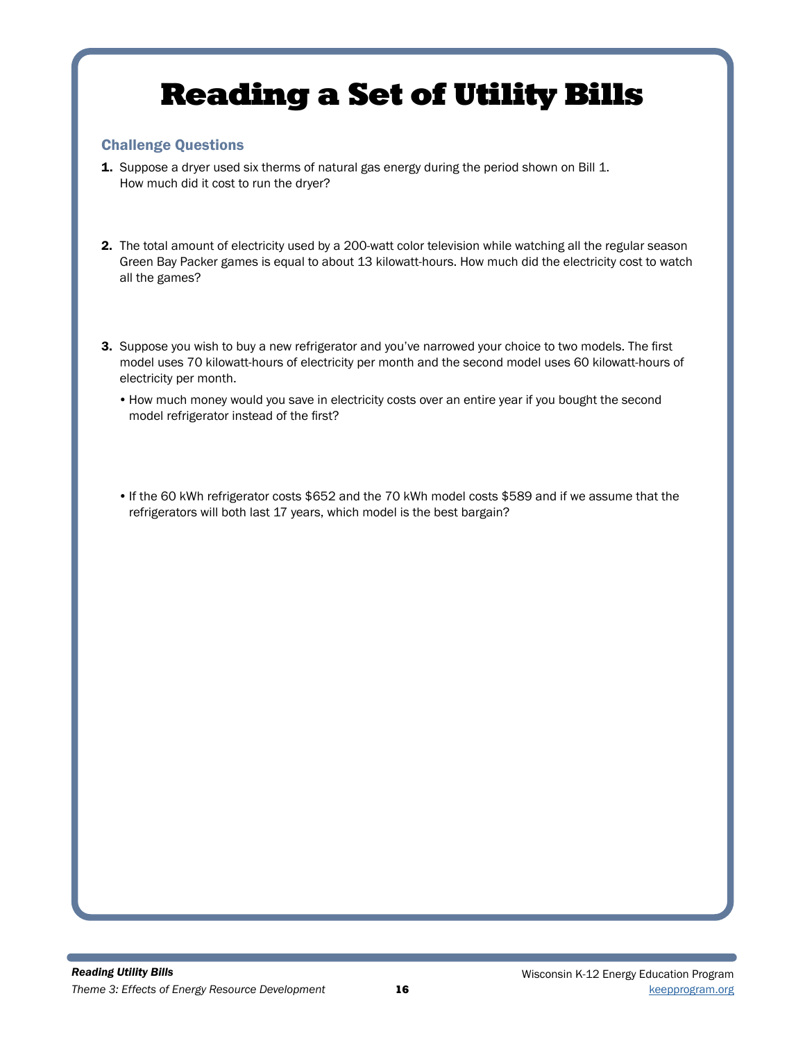# Reading a Set of Utility Bills

## Challenge Questions

1. Suppose a dryer used six therms of natural gas energy during the period shown on Bill 1. How much did it cost to run the dryer?

2. The total amount of electricity used by a 200-watt color television while watching all the regular season Green Bay Packer games is equal to about 13 kilowatt-hours. How much did the electricity cost to watch all the games?

3. Suppose you wish to buy a new refrigerator and you've narrowed your choice to two models. The first model uses 70 kilowatt-hours of electricity per month and the second model uses 60 kilowatt-hours of electricity per month.

   - How much money would you save in electricity costs over an entire year if you bought the second model refrigerator instead of the first?

   - If the 60 kWh refrigerator costs $652 and the 70 kWh model costs $589 and if we assume that the refrigerators will both last 17 years, which model is the best bargain?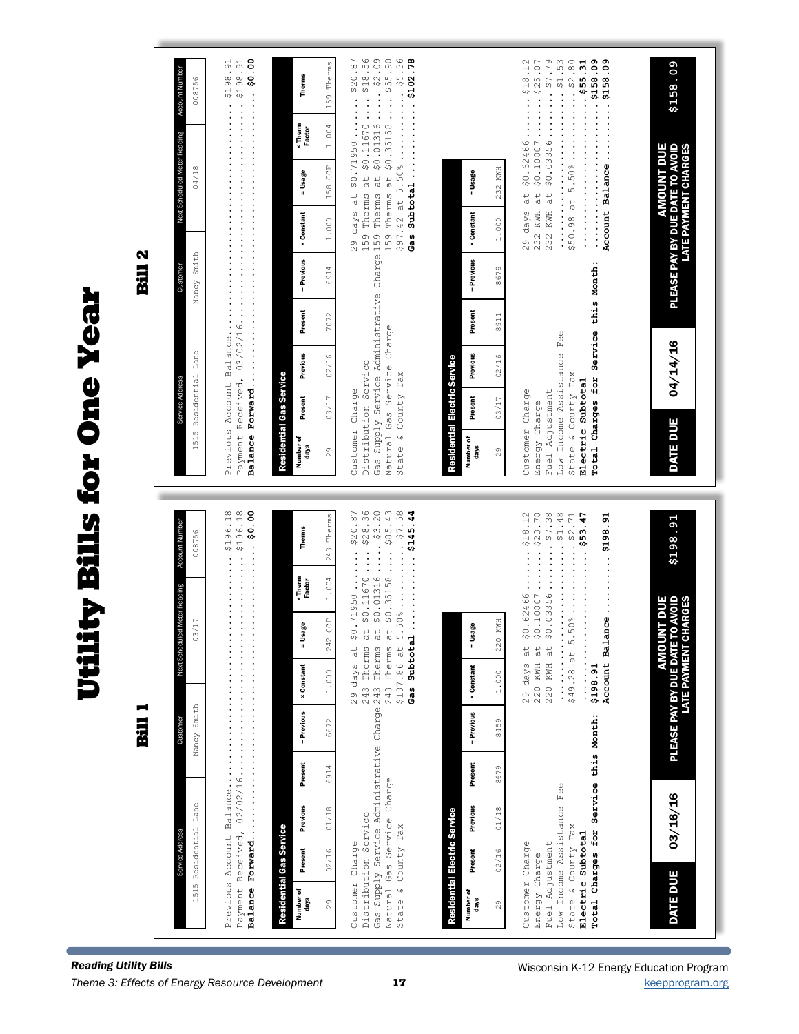# Utility Bills for One Year

## Bill 1

| Service Address | Customer | Next Scheduled Meter Reading | Account Number |
|---|---|---|---|
| 1515 Residential Lane | Nancy Smith | 03/17 | 008756 |

Previous Account Balance.......................................... $196.18
Payment Received, 02/02/16......................................... $196.18
**Balance Forward**.................................................. **$0.00**

**Residential Gas Service**

| Number of days | Present | Previous | Present | – Previous | × Constant | = Usage | × Therm Factor | Therms |
|---|---|---|---|---|---|---|---|---|
| 29 | 02/16 | 01/18 | 6914 | 6672 | 1.000 | 242 CCF | 1.004 | 243 Therms |

Customer Charge — 29 days at $0.71950 ....... $20.87
Distribution Service — 243 Therms at $0.11670 ....... $28.36
Gas Supply Service Administrative Charge — 243 Therms at $0.01316 ....... $3.20
Natural Gas Service Charge — 243 Therms at $0.35158 ....... $85.43
State & County Tax — $137.86 at 5.50% ....... $7.58
**Gas Subtotal** ....... **$145.44**

**Residential Electric Service**

| Number of days | Present | Previous | Present | – Previous | × Constant | = Usage |
|---|---|---|---|---|---|---|
| 29 | 02/16 | 01/18 | 8679 | 8459 | 1.000 | 220 KWH |

Customer Charge — 29 days at $0.62466 ....... $18.12
Energy Charge — 220 KWH at $0.10807 ....... $23.78
Fuel Adjustment — 220 KWH at $0.03356 ....... $7.38
Low Income Assistance Fee ....... $1.48
State & County Tax — $49.28 at 5.50% ....... $2.71
**Electric Subtotal** ....... **$53.47**
**Total Charges for Service this Month:** $198.91
Account Balance ....... $198.91

| DATE DUE | 03/16/16 | AMOUNT DUE PLEASE PAY BY DUE DATE TO AVOID LATE PAYMENT CHARGES | $198.91 |
|---|---|---|---|

## Bill 2

| Service Address | Customer | Next Scheduled Meter Reading | Account Number |
|---|---|---|---|
| 1515 Residential Lane | Nancy Smith | 04/18 | 008756 |

Previous Account Balance.......................................... $198.91
Payment Received, 03/02/16......................................... $198.91
**Balance Forward**.................................................. **$0.00**

**Residential Gas Service**

| Number of days | Present | Previous | Present | – Previous | × Constant | = Usage | × Therm Factor | Therms |
|---|---|---|---|---|---|---|---|---|
| 29 | 03/17 | 02/16 | 7072 | 6914 | 1.000 | 158 CCF | 1.004 | 159 Therms |

Customer Charge — 29 days at $0.71950 ....... $20.87
Distribution Service — 159 Therms at $0.11670 ....... $18.56
Gas Supply Service Administrative Charge — 159 Therms at $0.01316 ....... $2.09
Natural Gas Service Charge — 159 Therms at $0.35158 ....... $55.90
State & County Tax — $97.42 at 5.50% ....... $5.36
**Gas Subtotal** ....... **$102.78**

**Residential Electric Service**

| Number of days | Present | Previous | Present | – Previous | × Constant | = Usage |
|---|---|---|---|---|---|---|
| 29 | 03/17 | 02/16 | 8911 | 8679 | 1.000 | 232 KWH |

Customer Charge — 29 days at $0.62466 ....... $18.12
Energy Charge — 232 KWH at $0.10807 ....... $25.07
Fuel Adjustment — 232 KWH at $0.03356 ....... $7.79
Low Income Assistance Fee ....... $1.53
State & County Tax — $50.98 at 5.50% ....... $2.80
**Electric Subtotal** ....... **$55.31**
**Total Charges for Service this Month:** ....... $158.09
Account Balance ....... $158.09

| DATE DUE | 04/14/16 | AMOUNT DUE PLEASE PAY BY DUE DATE TO AVOID LATE PAYMENT CHARGES | $158.09 |
|---|---|---|---|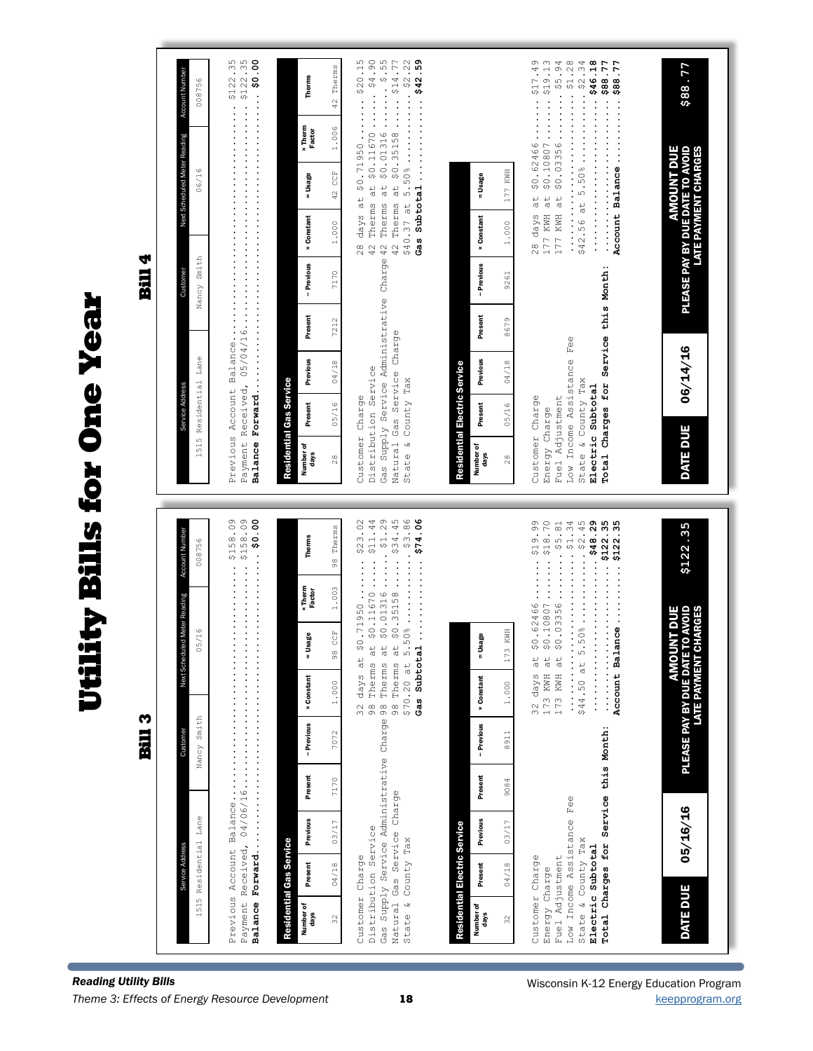# Utility Bills for One Year

## Bill 3

| Service Address | Customer | Next Scheduled Meter Reading | Account Number |
|---|---|---|---|
| 1515 Residential Lane | Nancy Smith | 05/16 | 008756 |

Previous Account Balance........................................ $158.09
Payment Received, 04/06/16..................................... $158.09
**Balance Forward**................................................ **$0.00**

### Residential Gas Service

| Number of days | Present | Previous | Present | – Previous | × Constant | = Usage | × Therm Factor | Therms |
|---|---|---|---|---|---|---|---|---|
| 32 | 04/18 | 03/17 | 7170 | 7072 | 1.000 | 98 CCF | 1.003 | 98 Therms |

Customer Charge                32 days at $0.71950 ...... $23.02
Distribution Service           98 Therms at $0.11670 ..... $11.44
Gas Supply Service Administrative Charge 98 Therms at $0.01316 ..... $1.29
Natural Gas Service Charge     98 Therms at $0.35158 .... $34.45
State & County Tax             $70.20 at 5.50% ........... $3.86
**Gas Subtotal** ........................ **$74.06**

### Residential Electric Service

| Number of days | Present | Previous | Present | – Previous | × Constant | = Usage |
|---|---|---|---|---|---|---|
| 32 | 04/18 | 03/17 | 9084 | 8911 | 1.000 | 173 KWH |

Customer Charge                32 days at $0.62466 ...... $19.99
Energy Charge                  173 KWH at $0.10807 ...... $18.70
Fuel Adjustment                173 KWH at $0.03356 ....... $5.81
Low Income Assistance Fee ...................................... $1.34
State & County Tax             $44.50 at 5.50% ........... $2.45
**Electric Subtotal** .......................................... **$48.29**
**Total Charges for Service this Month:** ...................... **$122.35**
Account Balance ............................................... $122.35

| DATE DUE | 05/16/16 | AMOUNT DUE PLEASE PAY BY DUE DATE TO AVOID LATE PAYMENT CHARGES | $122.35 |
|---|---|---|---|

## Bill 4

| Service Address | Customer | Next Scheduled Meter Reading | Account Number |
|---|---|---|---|
| 1515 Residential Lane | Nancy Smith | 06/16 | 008756 |

Previous Account Balance........................................ $122.35
Payment Received, 05/04/16..................................... $122.35
**Balance Forward**................................................ **$0.00**

### Residential Gas Service

| Number of days | Present | Previous | Present | – Previous | × Constant | = Usage | × Therm Factor | Therms |
|---|---|---|---|---|---|---|---|---|
| 28 | 05/16 | 04/18 | 7212 | 7170 | 1.000 | 42 CCF | 1.006 | 42 Therms |

Customer Charge                28 days at $0.71950 ...... $20.15
Distribution Service           42 Therms at $0.11670 ..... $4.90
Gas Supply Service Administrative Charge 42 Therms at $0.01316 ..... $.55
Natural Gas Service Charge     42 Therms at $0.35158 .... $14.77
State & County Tax             $40.37 at 5.50% ........... $2.22
**Gas Subtotal** ........................ **$42.59**

### Residential Electric Service

| Number of days | Present | Previous | Present | – Previous | × Constant | = Usage |
|---|---|---|---|---|---|---|
| 28 | 05/16 | 04/18 | 8679 | 9261 | 1.000 | 177 KWH |

Customer Charge                28 days at $0.62466 ...... $17.49
Energy Charge                  177 KWH at $0.10807 ...... $19.13
Fuel Adjustment                177 KWH at $0.03356 ....... $5.94
Low Income Assistance Fee ...................................... $1.28
State & County Tax             $42.56 at 5.50% ........... $2.34
**Electric Subtotal** .......................................... **$46.18**
**Total Charges for Service this Month:** ...................... **$88.77**
Account Balance ............................................... $88.77

| DATE DUE | 06/14/16 | AMOUNT DUE PLEASE PAY BY DUE DATE TO AVOID LATE PAYMENT CHARGES | $88.77 |
|---|---|---|---|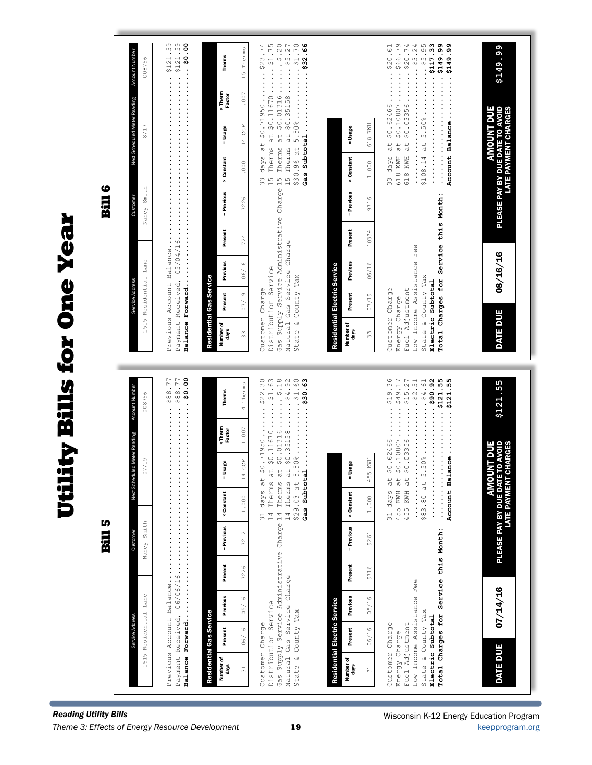# Utility Bills for One Year

## Bill 5

| Service Address | Customer | Next Scheduled Meter Reading | Account Number |
|---|---|---|---|
| 1515 Residential Lane | Nancy Smith | 07/19 | 008756 |

Previous Account Balance.......................... $88.77
Payment Received, 06/06/16........................ $88.77
**Balance Forward**................................ **$0.00**

**Residential Gas Service**

| Number of days | Present | Previous | Present | – Previous | × Constant | = Usage | × Therm Factor | Therms |
|---|---|---|---|---|---|---|---|---|
| 31 | 06/16 | 05/16 | 7226 | 7212 | 1.000 | 14 CCF | 1.007 | 14 Therms |

Customer Charge 31 days at $0.71950 ....... $22.30
Distribution Service 14 Therms at $0.11670 ....... $1.63
Gas Supply Service Administrative Charge 14 Therms at $0.01316 ....... $.18
Natural Gas Service Charge 14 Therms at $0.35158 ....... $4.92
State & County Tax $29.03 at 5.50% ....... $1.60
**Gas Subtotal** ....... **$30.63**

**Residential Electric Service**

| Number of days | Present | Previous | Present | – Previous | × Constant | = Usage |
|---|---|---|---|---|---|---|
| 31 | 06/16 | 05/16 | 9716 | 9261 | 1.000 | 455 KWH |

Customer Charge 31 days at $0.62466 ....... $19.36
Energy Charge 455 KWH at $0.10807 ....... $49.17
Fuel Adjustment 455 KWH at $0.03356 ....... $15.27
Low Income Assistance Fee ....... $2.51
State & County Tax $83.80 at 5.50% ....... $4.61
**Electric Subtotal** ....... **$90.92**
**Total Charges for Service this Month:** ....... **$121.55**
Account Balance ....... $121.55

| DATE DUE | 07/14/16 | AMOUNT DUE PLEASE PAY BY DUE DATE TO AVOID LATE PAYMENT CHARGES | $121.55 |
|---|---|---|---|

## Bill 6

| Service Address | Customer | Next Scheduled Meter Reading | Account Number |
|---|---|---|---|
| 1515 Residential Lane | Nancy Smith | 8/17 | 008756 |

Previous Account Balance.......................... $121.59
Payment Received, 05/04/16........................ $121.59
**Balance Forward**................................ **$0.00**

**Residential Gas Service**

| Number of days | Present | Previous | Present | – Previous | × Constant | = Usage | × Therm Factor | Therms |
|---|---|---|---|---|---|---|---|---|
| 33 | 07/19 | 06/16 | 7241 | 7226 | 1.000 | 14 CCF | 1.007 | 15 Therms |

Customer Charge 33 days at $0.71950 ....... $23.74
Distribution Service 15 Therms at $0.11670 ....... $1.75
Gas Supply Service Administrative Charge 15 Therms at $0.01316 ....... $.20
Natural Gas Service Charge 15 Therms at $0.35158 ....... $5.27
State & County Tax $30.96 at 5.50% ....... $1.70
**Gas Subtotal** ....... **$32.66**

**Residential Electric Service**

| Number of days | Present | Previous | Present | – Previous | × Constant | = Usage |
|---|---|---|---|---|---|---|
| 33 | 07/19 | 06/16 | 10334 | 9716 | 1.000 | 618 KWH |

Customer Charge 33 days at $0.62466 ....... $20.61
Energy Charge 618 KWH at $0.10807 ....... $66.79
Fuel Adjustment 618 KWH at $0.03356 ....... $20.74
Low Income Assistance Fee ....... $3.24
State & County Tax $108.14 at 5.50% ....... $5.95
**Electric Subtotal** ....... **$117.33**
**Total Charges for Service this Month:** ....... **$149.99**
Account Balance ....... $149.99

| DATE DUE | 08/16/16 | AMOUNT DUE PLEASE PAY BY DUE DATE TO AVOID LATE PAYMENT CHARGES | $149.99 |
|---|---|---|---|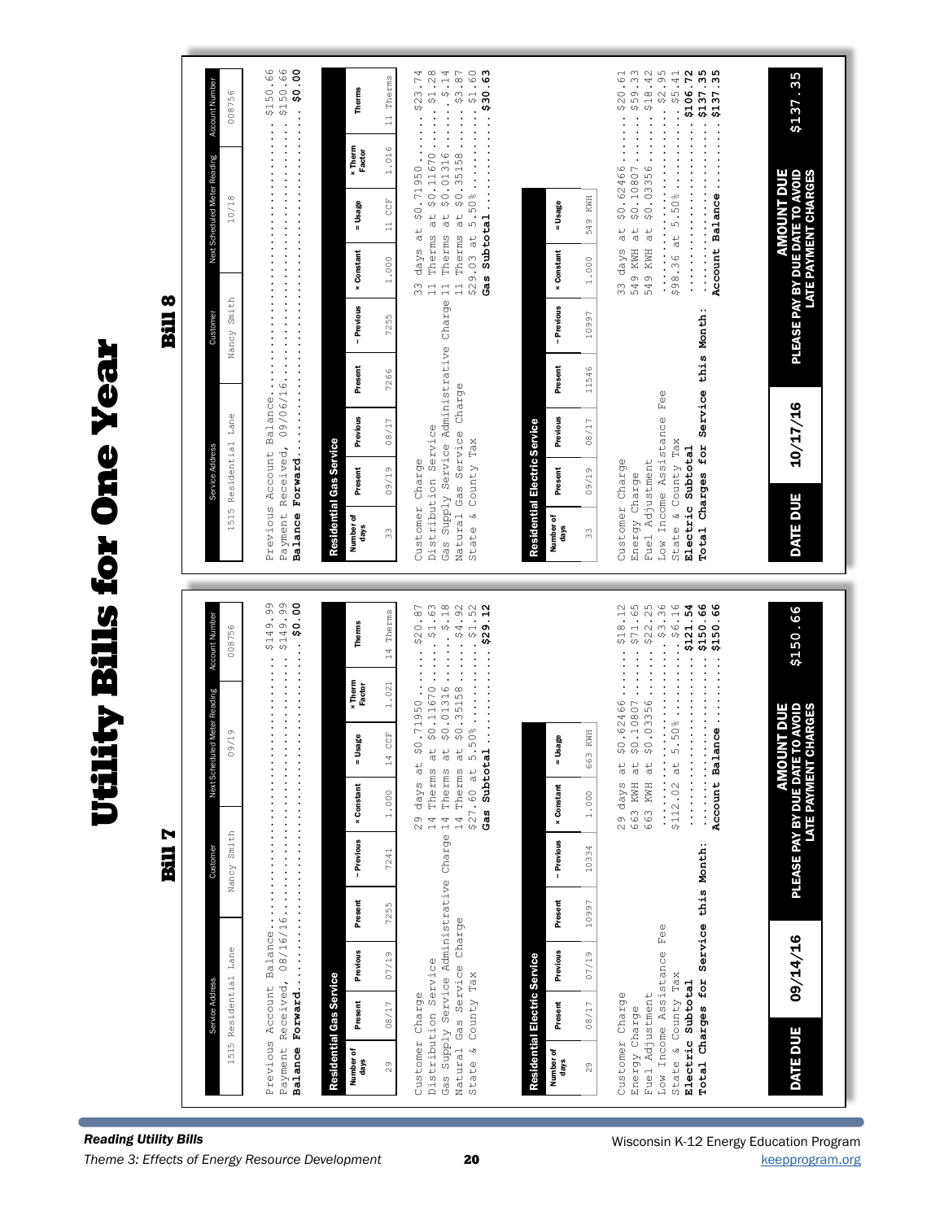# Utility Bills for One Year

## Bill 7

| Service Address | Customer | Next Scheduled Meter Reading | Account Number |
|---|---|---|---|
| 1515 Residential Lane | Nancy Smith | 09/19 | 008756 |

Previous Account Balance.......................... $149.99
Payment Received, 08/16/16........................ $149.99
**Balance Forward**.................................. **$0.00**

**Residential Gas Service**

| Number of days | Present | Previous | Present | – Previous | × Constant | = Usage | × Therm Factor | Therms |
|---|---|---|---|---|---|---|---|---|
| 29 | 08/17 | 07/19 | 7255 | 7241 | 1.000 | 14 CCF | 1.021 | 14 Therms |

Customer Charge 29 days at $0.71950 ........ $20.87
Distribution Service 14 Therms at $0.11670 ........ $1.63
Gas Supply Service Administrative Charge 14 Therms at $0.01316 ........ $.18
Natural Gas Service Charge 14 Therms at $0.35158 ........ $4.92
State & County Tax $27.60 at 5.50% ........ $1.52
**Gas Subtotal** ........ **$29.12**

**Residential Electric Service**

| Number of days | Present | Previous | Present | – Previous | × Constant | = Usage |
|---|---|---|---|---|---|---|
| 29 | 08/17 | 07/19 | 10997 | 10334 | 1.000 | 663 KWH |

Customer Charge 29 days at $0.62466 ........ $18.12
Energy Charge 663 KWH at $0.10807 ........ $71.65
Fuel Adjustment 663 KWH at $0.03356 ........ $22.25
Low Income Assistance Fee ........ $3.36
State & County Tax $112.02 at 5.50% ........ $6.16
**Electric Subtotal** ........ **$121.54**
**Total Charges for Service this Month:** ........ **$150.66**
Account Balance ........ $150.66

| DATE DUE | 09/14/16 | AMOUNT DUE PLEASE PAY BY DUE DATE TO AVOID LATE PAYMENT CHARGES | $150.66 |
|---|---|---|---|

## Bill 8

| Service Address | Customer | Next Scheduled Meter Reading | Account Number |
|---|---|---|---|
| 1515 Residential Lane | Nancy Smith | 10/18 | 008756 |

Previous Account Balance.......................... $150.66
Payment Received, 09/06/16........................ $150.66
**Balance Forward**.................................. **$0.00**

**Residential Gas Service**

| Number of days | Present | Previous | Present | – Previous | × Constant | = Usage | × Therm Factor | Therms |
|---|---|---|---|---|---|---|---|---|
| 33 | 09/19 | 08/17 | 7266 | 7255 | 1.000 | 11 CCF | 1.016 | 11 Therms |

Customer Charge 33 days at $0.71950 ........ $23.74
Distribution Service 11 Therms at $0.11670 ........ $1.28
Gas Supply Service Administrative Charge 11 Therms at $0.01316 ........ $.14
Natural Gas Service Charge 11 Therms at $0.35158 ........ $3.87
State & County Tax $29.03 at 5.50% ........ $1.60
**Gas Subtotal** ........ **$30.63**

**Residential Electric Service**

| Number of days | Present | Previous | Present | – Previous | × Constant | = Usage |
|---|---|---|---|---|---|---|
| 33 | 09/19 | 08/17 | 11546 | 10997 | 1.000 | 549 KWH |

Customer Charge 33 days at $0.62466 ........ $20.61
Energy Charge 549 KWH at $0.10807 ........ $59.33
Fuel Adjustment 549 KWH at $0.03356 ........ $18.42
Low Income Assistance Fee ........ $2.95
State & County Tax $98.36 at 5.50% ........ $5.41
**Electric Subtotal** ........ **$106.72**
**Total Charges for Service this Month:** ........ **$137.35**
Account Balance ........ $137.35

| DATE DUE | 10/17/16 | AMOUNT DUE PLEASE PAY BY DUE DATE TO AVOID LATE PAYMENT CHARGES | $137.35 |
|---|---|---|---|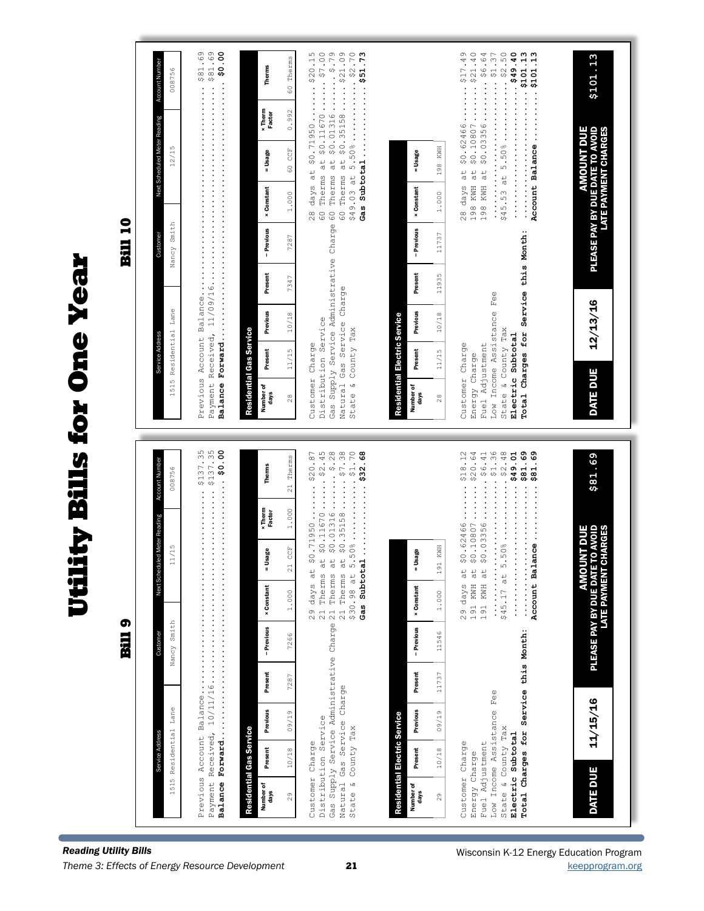# Utility Bills for One Year

## Bill 9

| Service Address | Customer | Next Scheduled Meter Reading | Account Number |
|---|---|---|---|
| 1515 Residential Lane | Nancy Smith | 11/15 | 008756 |

Previous Account Balance.............................. $137.35
Payment Received, 10/11/16............................ $137.35
**Balance Forward**.................................... **$0.00**

**Residential Gas Service**

| Number of days | Present | Previous | Present | – Previous | × Constant | = Usage | × Therm Factor | Therms |
|---|---|---|---|---|---|---|---|---|
| 29 | 10/18 | 09/19 | 7287 | 7266 | 1.000 | 21 CCF | 1.000 | 21 Therms |

Customer Charge 29 days at $0.71950........ $20.87
Distribution Service 21 Therms at $0.11670........ $2.45
Gas Supply Service Administrative Charge 21 Therms at $0.01316........ $.28
Natural Gas Service Charge 21 Therms at $0.35158........ $7.38
State & County Tax $30.98 at 5.50%........ $1.70
**Gas Subtotal**........ **$32.68**

**Residential Electric Service**

| Number of days | Present | Previous | Present | – Previous | × Constant | = Usage |
|---|---|---|---|---|---|---|
| 29 | 10/18 | 09/19 | 11737 | 11546 | 1.000 | 191 KWH |

Customer Charge 29 days at $0.62466........ $18.12
Energy Charge 191 KWH at $0.10807........ $20.64
Fuel Adjustment 191 KWH at $0.03356........ $6.41
Low Income Assistance Fee........ $1.36
State & County Tax $45.17 at 5.50%........ $2.48
**Electric Subtotal**........ **$49.01**
**Total Charges for Service this Month:**........ **$81.69**
Account Balance........ $81.69

| DATE DUE | 11/15/16 | AMOUNT DUE PLEASE PAY BY DUE DATE TO AVOID LATE PAYMENT CHARGES | $81.69 |
|---|---|---|---|

## Bill 10

| Service Address | Customer | Next Scheduled Meter Reading | Account Number |
|---|---|---|---|
| 1515 Residential Lane | Nancy Smith | 12/15 | 008756 |

Previous Account Balance.............................. $81.69
Payment Received, 11/09/16............................ $81.69
**Balance Forward**.................................... **$0.00**

**Residential Gas Service**

| Number of days | Present | Previous | Present | – Previous | × Constant | = Usage | × Therm Factor | Therms |
|---|---|---|---|---|---|---|---|---|
| 28 | 11/15 | 10/18 | 7347 | 7287 | 1.000 | 60 CCF | 0.992 | 60 Therms |

Customer Charge 28 days at $0.71950........ $20.15
Distribution Service 60 Therms at $0.11670........ $7.00
Gas Supply Service Administrative Charge 60 Therms at $0.01316........ $.79
Natural Gas Service Charge 60 Therms at $0.35158........ $21.09
State & County Tax $49.03 at 5.50%........ $2.70
**Gas Subtotal**........ **$51.73**

**Residential Electric Service**

| Number of days | Present | Previous | Present | – Previous | × Constant | = Usage |
|---|---|---|---|---|---|---|
| 28 | 11/15 | 10/18 | 11935 | 11737 | 1.000 | 198 KWH |

Customer Charge 28 days at $0.62466........ $17.49
Energy Charge 198 KWH at $0.10807........ $21.40
Fuel Adjustment 198 KWH at $0.03356........ $6.64
Low Income Assistance Fee........ $1.37
State & County Tax $45.53 at 5.50%........ $2.50
**Electric Subtotal**........ **$49.40**
**Total Charges for Service this Month:**........ **$101.13**
Account Balance........ $101.13

| DATE DUE | 12/13/16 | AMOUNT DUE PLEASE PAY BY DUE DATE TO AVOID LATE PAYMENT CHARGES | $101.13 |
|---|---|---|---|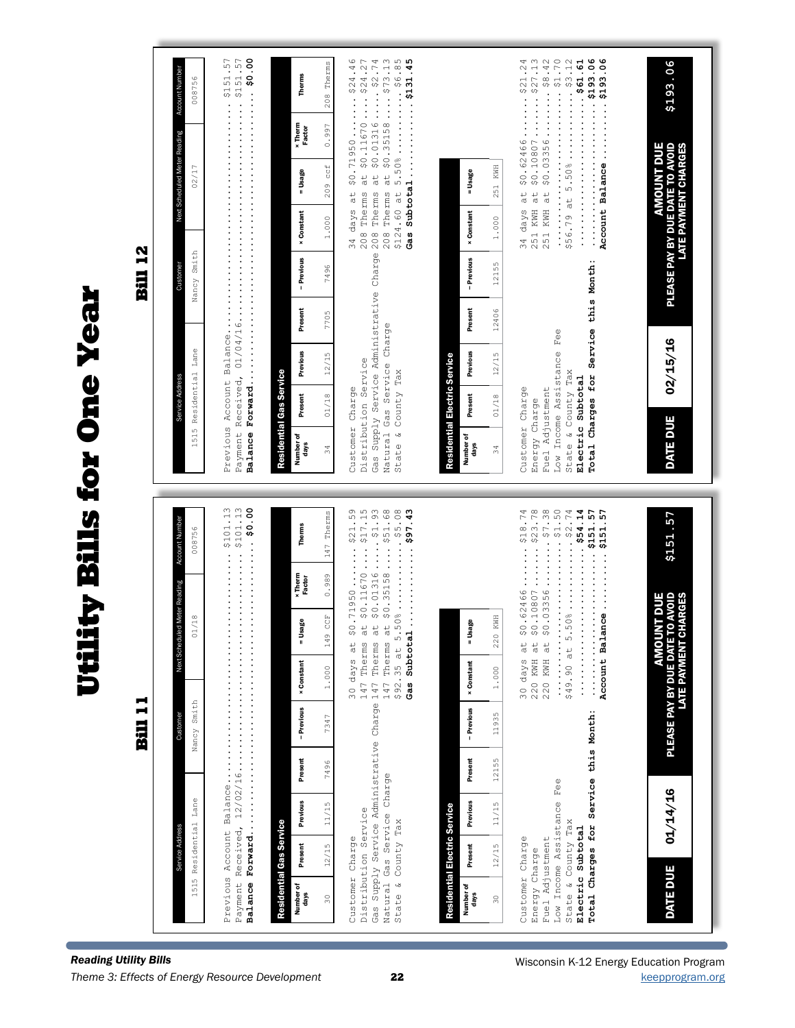# Utility Bills for One Year

## Bill 11

| Service Address | Customer | Next Scheduled Meter Reading | Account Number |
|---|---|---|---|
| 1515 Residential Lane | Nancy Smith | 01/18 | 008756 |

Previous Account Balance.................................... $101.13
Payment Received, 12/02/16.................................. $101.13
**Balance Forward**......................................... **$0.00**

**Residential Gas Service**

| Number of days | Present | Previous | Present | – Previous | × Constant | = Usage | × Therm Factor | Therms |
|---|---|---|---|---|---|---|---|---|
| 30 | 12/15 | 11/15 | 7496 | 7347 | 1.000 | 149 CCF | 0.989 | 147 Therms |

Customer Charge 30 days at $0.71950 ....... $21.59
Distribution Service 147 Therms at $0.11670 ....... $17.15
Gas Supply Service Administrative Charge 147 Therms at $0.01316 ....... $1.93
Natural Gas Service Charge 147 Therms at $0.35158 ....... $51.68
State & County Tax $92.35 at 5.50% ....... $5.08
**Gas Subtotal** ....... **$97.43**

**Residential Electric Service**

| Number of days | Present | Previous | Present | – Previous | × Constant | = Usage |
|---|---|---|---|---|---|---|
| 30 | 12/15 | 11/15 | 12155 | 11935 | 1.000 | 220 KWH |

Customer Charge 30 days at $0.62466 ....... $18.74
Energy Charge 220 KWH at $0.10807 ....... $23.78
Fuel Adjustment 220 KWH at $0.03356 ....... $7.38
Low Income Assistance Fee ....... $1.50
State & County Tax $49.90 at 5.50% ....... $2.74
**Electric Subtotal** ....... **$54.14**
**Total Charges for Service this Month:** ....... **$151.57**
Account Balance ....... $151.57

| DATE DUE | 01/14/16 | AMOUNT DUE PLEASE PAY BY DUE DATE TO AVOID LATE PAYMENT CHARGES | $151.57 |
|---|---|---|---|

## Bill 12

| Service Address | Customer | Next Scheduled Meter Reading | Account Number |
|---|---|---|---|
| 1515 Residential Lane | Nancy Smith | 02/17 | 008756 |

Previous Account Balance.................................... $151.57
Payment Received, 01/04/16.................................. $151.57
**Balance Forward**......................................... **$0.00**

**Residential Gas Service**

| Number of days | Present | Previous | Present | – Previous | × Constant | = Usage | × Therm Factor | Therms |
|---|---|---|---|---|---|---|---|---|
| 34 | 01/18 | 12/15 | 7705 | 7496 | 1.000 | 209 ccf | 0.997 | 208 Therms |

Customer Charge 34 days at $0.71950 ....... $24.46
Distribution Service 208 Therms at $0.11670 ....... $24.27
Gas Supply Service Administrative Charge 208 Therms at $0.01316 ....... $2.74
Natural Gas Service Charge 208 Therms at $0.35158 ....... $73.13
State & County Tax $124.60 at 5.50% ....... $6.85
**Gas Subtotal** ....... **$131.45**

**Residential Electric Service**

| Number of days | Present | Previous | Present | – Previous | × Constant | = Usage |
|---|---|---|---|---|---|---|
| 34 | 01/18 | 12/15 | 12406 | 12155 | 1.000 | 251 KWH |

Customer Charge 34 days at $0.62466 ....... $21.24
Energy Charge 251 KWH at $0.10807 ....... $27.13
Fuel Adjustment 251 KWH at $0.03356 ....... $8.42
Low Income Assistance Fee ....... $1.70
State & County Tax $56.79 at 5.50% ....... $3.12
**Electric Subtotal** ....... **$61.61**
**Total Charges for Service this Month:** ....... **$193.06**
Account Balance ....... $193.06

| DATE DUE | 02/15/16 | AMOUNT DUE PLEASE PAY BY DUE DATE TO AVOID LATE PAYMENT CHARGES | $193.06 |
|---|---|---|---|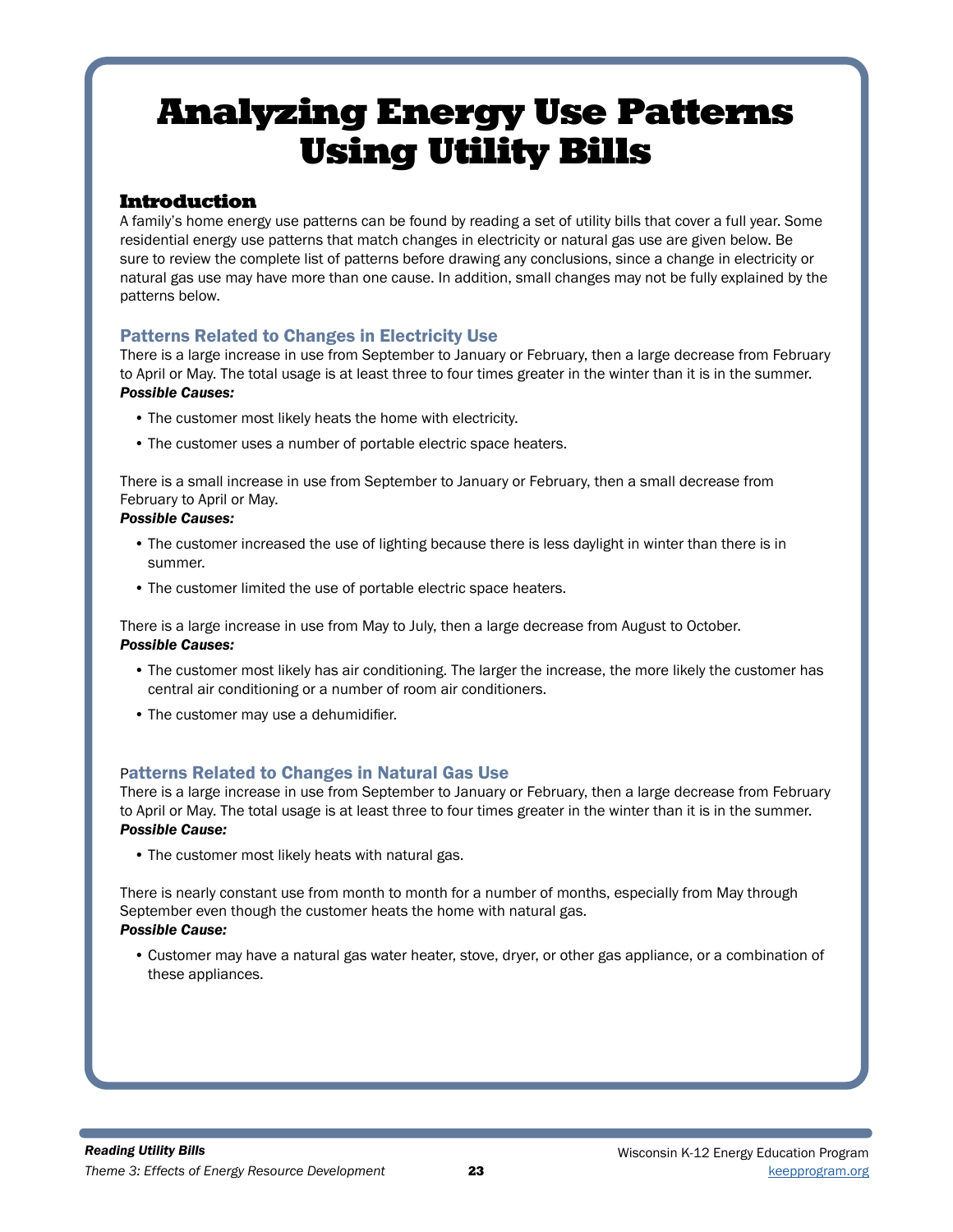# Analyzing Energy Use Patterns Using Utility Bills

## Introduction

A family's home energy use patterns can be found by reading a set of utility bills that cover a full year. Some residential energy use patterns that match changes in electricity or natural gas use are given below. Be sure to review the complete list of patterns before drawing any conclusions, since a change in electricity or natural gas use may have more than one cause. In addition, small changes may not be fully explained by the patterns below.

### Patterns Related to Changes in Electricity Use

There is a large increase in use from September to January or February, then a large decrease from February to April or May. The total usage is at least three to four times greater in the winter than it is in the summer.

***Possible Causes:***

- The customer most likely heats the home with electricity.
- The customer uses a number of portable electric space heaters.

There is a small increase in use from September to January or February, then a small decrease from February to April or May.

***Possible Causes:***

- The customer increased the use of lighting because there is less daylight in winter than there is in summer.
- The customer limited the use of portable electric space heaters.

There is a large increase in use from May to July, then a large decrease from August to October.

***Possible Causes:***

- The customer most likely has air conditioning. The larger the increase, the more likely the customer has central air conditioning or a number of room air conditioners.
- The customer may use a dehumidifier.

### Patterns Related to Changes in Natural Gas Use

There is a large increase in use from September to January or February, then a large decrease from February to April or May. The total usage is at least three to four times greater in the winter than it is in the summer.

***Possible Cause:***

- The customer most likely heats with natural gas.

There is nearly constant use from month to month for a number of months, especially from May through September even though the customer heats the home with natural gas.

***Possible Cause:***

- Customer may have a natural gas water heater, stove, dryer, or other gas appliance, or a combination of these appliances.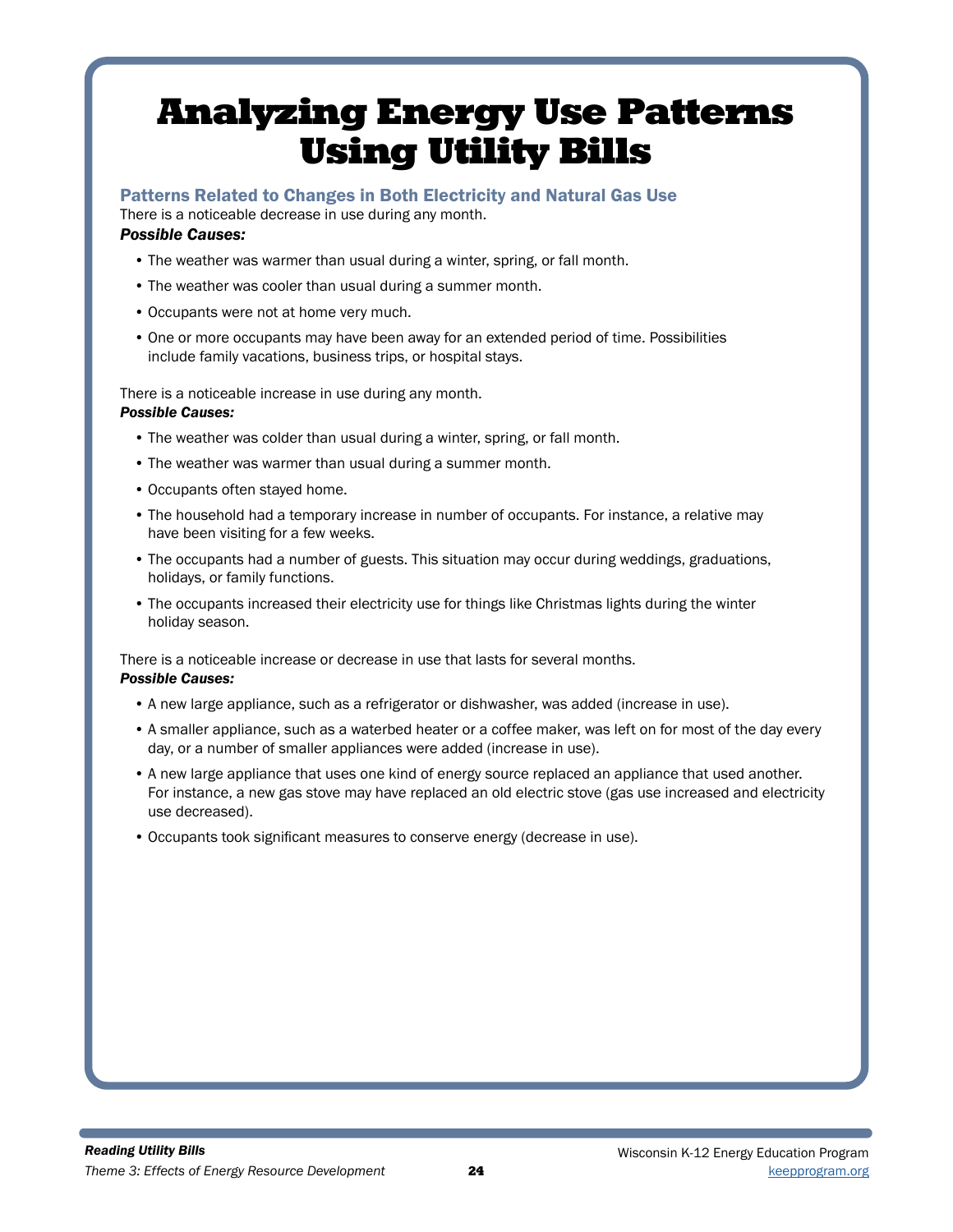# Analyzing Energy Use Patterns Using Utility Bills

### Patterns Related to Changes in Both Electricity and Natural Gas Use

There is a noticeable decrease in use during any month.

***Possible Causes:***

- The weather was warmer than usual during a winter, spring, or fall month.
- The weather was cooler than usual during a summer month.
- Occupants were not at home very much.
- One or more occupants may have been away for an extended period of time. Possibilities include family vacations, business trips, or hospital stays.

There is a noticeable increase in use during any month.

***Possible Causes:***

- The weather was colder than usual during a winter, spring, or fall month.
- The weather was warmer than usual during a summer month.
- Occupants often stayed home.
- The household had a temporary increase in number of occupants. For instance, a relative may have been visiting for a few weeks.
- The occupants had a number of guests. This situation may occur during weddings, graduations, holidays, or family functions.
- The occupants increased their electricity use for things like Christmas lights during the winter holiday season.

There is a noticeable increase or decrease in use that lasts for several months.

***Possible Causes:***

- A new large appliance, such as a refrigerator or dishwasher, was added (increase in use).
- A smaller appliance, such as a waterbed heater or a coffee maker, was left on for most of the day every day, or a number of smaller appliances were added (increase in use).
- A new large appliance that uses one kind of energy source replaced an appliance that used another. For instance, a new gas stove may have replaced an old electric stove (gas use increased and electricity use decreased).
- Occupants took significant measures to conserve energy (decrease in use).